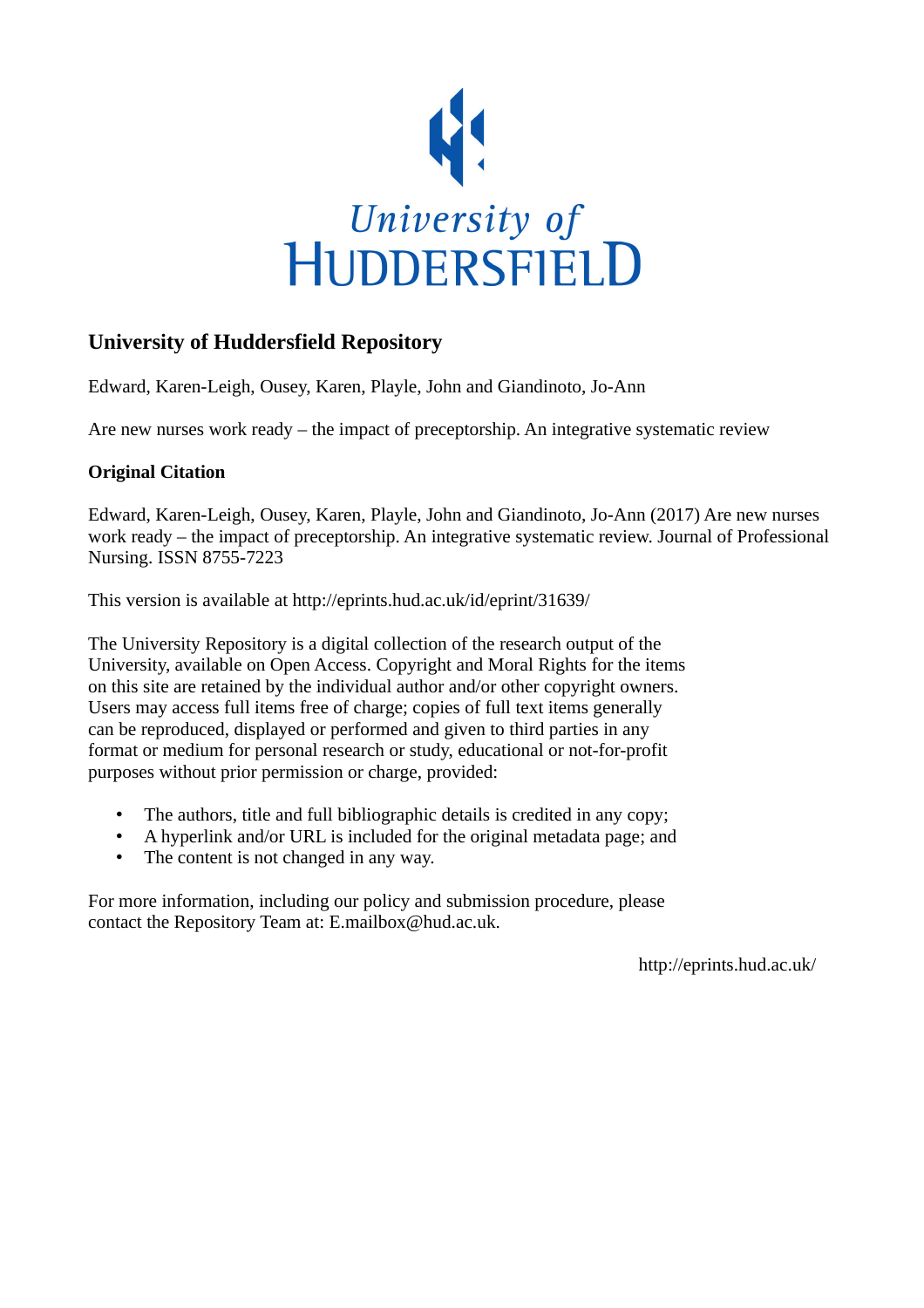University of
HUDDERSFIELD

## University of Huddersfield Repository

Edward, Karen-Leigh, Ousey, Karen, Playle, John and Giandinoto, Jo-Ann

Are new nurses work ready – the impact of preceptorship. An integrative systematic review

### Original Citation

Edward, Karen-Leigh, Ousey, Karen, Playle, John and Giandinoto, Jo-Ann (2017) Are new nurses work ready – the impact of preceptorship. An integrative systematic review. Journal of Professional Nursing. ISSN 8755-7223

This version is available at http://eprints.hud.ac.uk/id/eprint/31639/

The University Repository is a digital collection of the research output of the University, available on Open Access. Copyright and Moral Rights for the items on this site are retained by the individual author and/or other copyright owners. Users may access full items free of charge; copies of full text items generally can be reproduced, displayed or performed and given to third parties in any format or medium for personal research or study, educational or not-for-profit purposes without prior permission or charge, provided:

- The authors, title and full bibliographic details is credited in any copy;
- A hyperlink and/or URL is included for the original metadata page; and
- The content is not changed in any way.

For more information, including our policy and submission procedure, please contact the Repository Team at: E.mailbox@hud.ac.uk.

http://eprints.hud.ac.uk/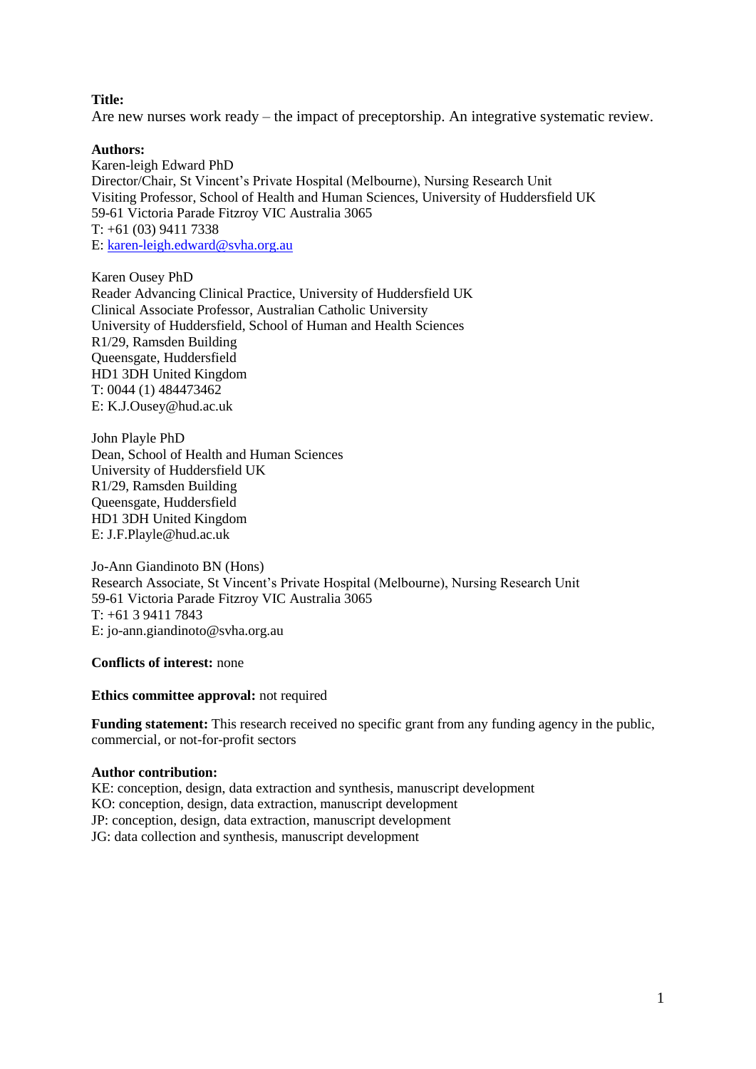**Title:**

Are new nurses work ready – the impact of preceptorship. An integrative systematic review.

**Authors:**

Karen-leigh Edward PhD
Director/Chair, St Vincent's Private Hospital (Melbourne), Nursing Research Unit
Visiting Professor, School of Health and Human Sciences, University of Huddersfield UK
59-61 Victoria Parade Fitzroy VIC Australia 3065
T: +61 (03) 9411 7338
E: karen-leigh.edward@svha.org.au

Karen Ousey PhD
Reader Advancing Clinical Practice, University of Huddersfield UK
Clinical Associate Professor, Australian Catholic University
University of Huddersfield, School of Human and Health Sciences
R1/29, Ramsden Building
Queensgate, Huddersfield
HD1 3DH United Kingdom
T: 0044 (1) 484473462
E: K.J.Ousey@hud.ac.uk

John Playle PhD
Dean, School of Health and Human Sciences
University of Huddersfield UK
R1/29, Ramsden Building
Queensgate, Huddersfield
HD1 3DH United Kingdom
E: J.F.Playle@hud.ac.uk

Jo-Ann Giandinoto BN (Hons)
Research Associate, St Vincent's Private Hospital (Melbourne), Nursing Research Unit
59-61 Victoria Parade Fitzroy VIC Australia 3065
T: +61 3 9411 7843
E: jo-ann.giandinoto@svha.org.au

**Conflicts of interest:** none

**Ethics committee approval:** not required

**Funding statement:** This research received no specific grant from any funding agency in the public, commercial, or not-for-profit sectors

**Author contribution:**

KE: conception, design, data extraction and synthesis, manuscript development
KO: conception, design, data extraction, manuscript development
JP: conception, design, data extraction, manuscript development
JG: data collection and synthesis, manuscript development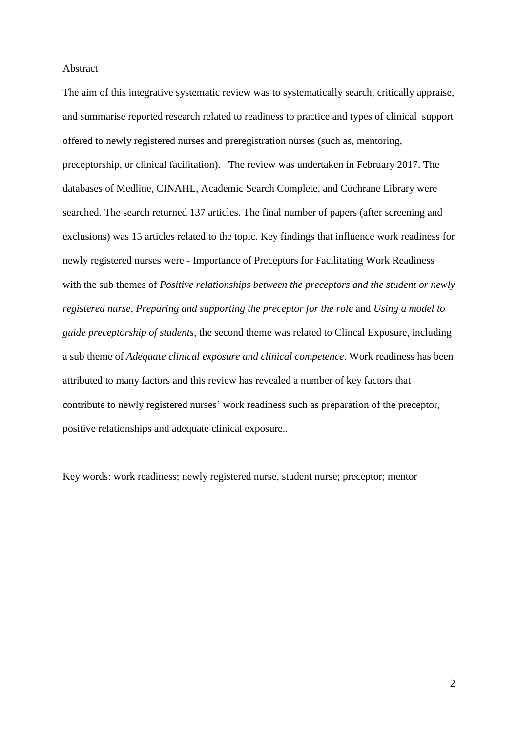Abstract

The aim of this integrative systematic review was to systematically search, critically appraise, and summarise reported research related to readiness to practice and types of clinical support offered to newly registered nurses and preregistration nurses (such as, mentoring, preceptorship, or clinical facilitation). The review was undertaken in February 2017. The databases of Medline, CINAHL, Academic Search Complete, and Cochrane Library were searched. The search returned 137 articles. The final number of papers (after screening and exclusions) was 15 articles related to the topic. Key findings that influence work readiness for newly registered nurses were - Importance of Preceptors for Facilitating Work Readiness with the sub themes of *Positive relationships between the preceptors and the student or newly registered nurse*, *Preparing and supporting the preceptor for the role* and *Using a model to guide preceptorship of students*, the second theme was related to Clincal Exposure, including a sub theme of *Adequate clinical exposure and clinical competence*. Work readiness has been attributed to many factors and this review has revealed a number of key factors that contribute to newly registered nurses' work readiness such as preparation of the preceptor, positive relationships and adequate clinical exposure..

Key words: work readiness; newly registered nurse, student nurse; preceptor; mentor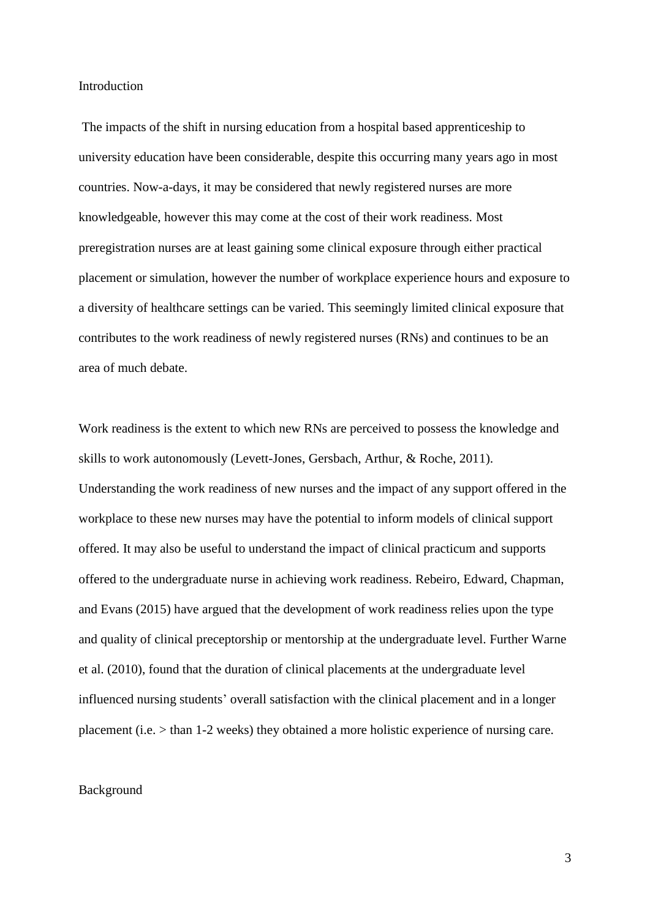## Introduction

The impacts of the shift in nursing education from a hospital based apprenticeship to university education have been considerable, despite this occurring many years ago in most countries. Now-a-days, it may be considered that newly registered nurses are more knowledgeable, however this may come at the cost of their work readiness. Most preregistration nurses are at least gaining some clinical exposure through either practical placement or simulation, however the number of workplace experience hours and exposure to a diversity of healthcare settings can be varied. This seemingly limited clinical exposure that contributes to the work readiness of newly registered nurses (RNs) and continues to be an area of much debate.

Work readiness is the extent to which new RNs are perceived to possess the knowledge and skills to work autonomously (Levett-Jones, Gersbach, Arthur, & Roche, 2011). Understanding the work readiness of new nurses and the impact of any support offered in the workplace to these new nurses may have the potential to inform models of clinical support offered. It may also be useful to understand the impact of clinical practicum and supports offered to the undergraduate nurse in achieving work readiness. Rebeiro, Edward, Chapman, and Evans (2015) have argued that the development of work readiness relies upon the type and quality of clinical preceptorship or mentorship at the undergraduate level. Further Warne et al. (2010), found that the duration of clinical placements at the undergraduate level influenced nursing students' overall satisfaction with the clinical placement and in a longer placement (i.e. > than 1-2 weeks) they obtained a more holistic experience of nursing care.

## Background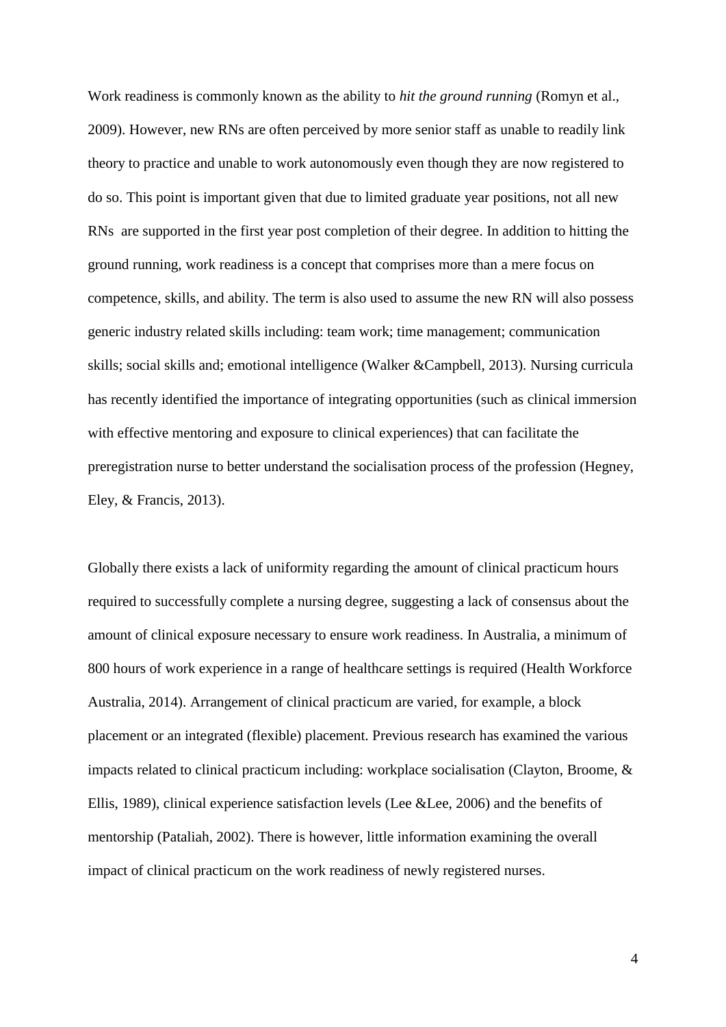Work readiness is commonly known as the ability to *hit the ground running* (Romyn et al., 2009). However, new RNs are often perceived by more senior staff as unable to readily link theory to practice and unable to work autonomously even though they are now registered to do so. This point is important given that due to limited graduate year positions, not all new RNs are supported in the first year post completion of their degree. In addition to hitting the ground running, work readiness is a concept that comprises more than a mere focus on competence, skills, and ability. The term is also used to assume the new RN will also possess generic industry related skills including: team work; time management; communication skills; social skills and; emotional intelligence (Walker &Campbell, 2013). Nursing curricula has recently identified the importance of integrating opportunities (such as clinical immersion with effective mentoring and exposure to clinical experiences) that can facilitate the preregistration nurse to better understand the socialisation process of the profession (Hegney, Eley, & Francis, 2013).

Globally there exists a lack of uniformity regarding the amount of clinical practicum hours required to successfully complete a nursing degree, suggesting a lack of consensus about the amount of clinical exposure necessary to ensure work readiness. In Australia, a minimum of 800 hours of work experience in a range of healthcare settings is required (Health Workforce Australia, 2014). Arrangement of clinical practicum are varied, for example, a block placement or an integrated (flexible) placement. Previous research has examined the various impacts related to clinical practicum including: workplace socialisation (Clayton, Broome, & Ellis, 1989), clinical experience satisfaction levels (Lee &Lee, 2006) and the benefits of mentorship (Pataliah, 2002). There is however, little information examining the overall impact of clinical practicum on the work readiness of newly registered nurses.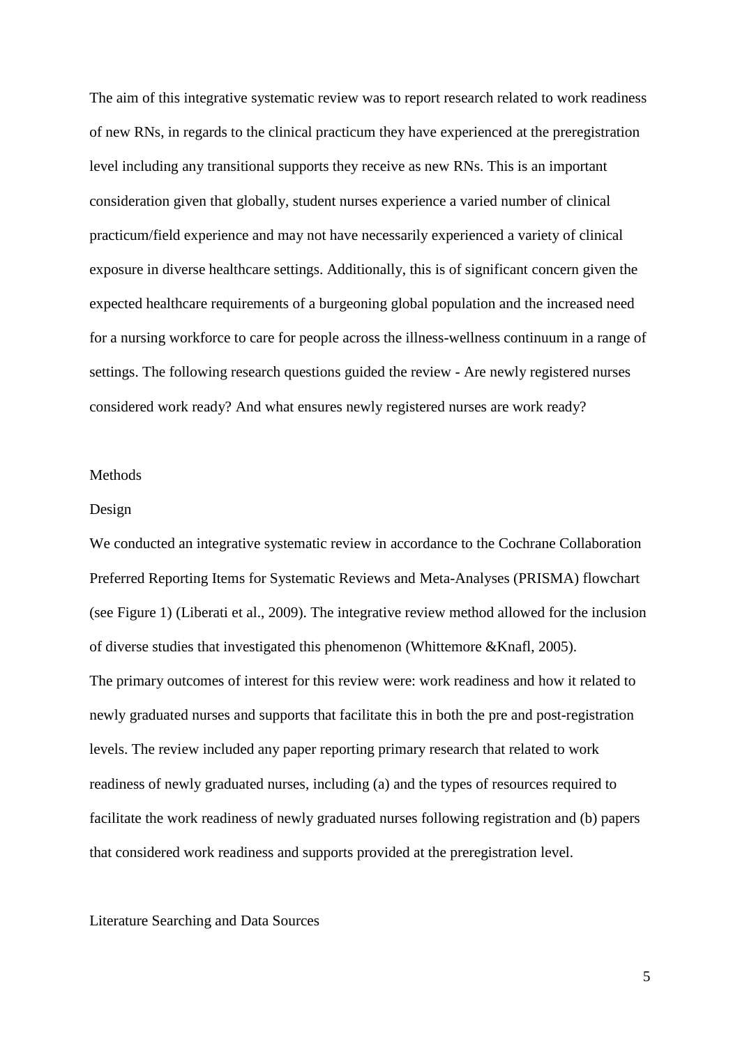The aim of this integrative systematic review was to report research related to work readiness of new RNs, in regards to the clinical practicum they have experienced at the preregistration level including any transitional supports they receive as new RNs. This is an important consideration given that globally, student nurses experience a varied number of clinical practicum/field experience and may not have necessarily experienced a variety of clinical exposure in diverse healthcare settings. Additionally, this is of significant concern given the expected healthcare requirements of a burgeoning global population and the increased need for a nursing workforce to care for people across the illness-wellness continuum in a range of settings. The following research questions guided the review - Are newly registered nurses considered work ready? And what ensures newly registered nurses are work ready?

## Methods

### Design

We conducted an integrative systematic review in accordance to the Cochrane Collaboration Preferred Reporting Items for Systematic Reviews and Meta-Analyses (PRISMA) flowchart (see Figure 1) (Liberati et al., 2009). The integrative review method allowed for the inclusion of diverse studies that investigated this phenomenon (Whittemore &Knafl, 2005).

The primary outcomes of interest for this review were: work readiness and how it related to newly graduated nurses and supports that facilitate this in both the pre and post-registration levels. The review included any paper reporting primary research that related to work readiness of newly graduated nurses, including (a) and the types of resources required to facilitate the work readiness of newly graduated nurses following registration and (b) papers that considered work readiness and supports provided at the preregistration level.

### Literature Searching and Data Sources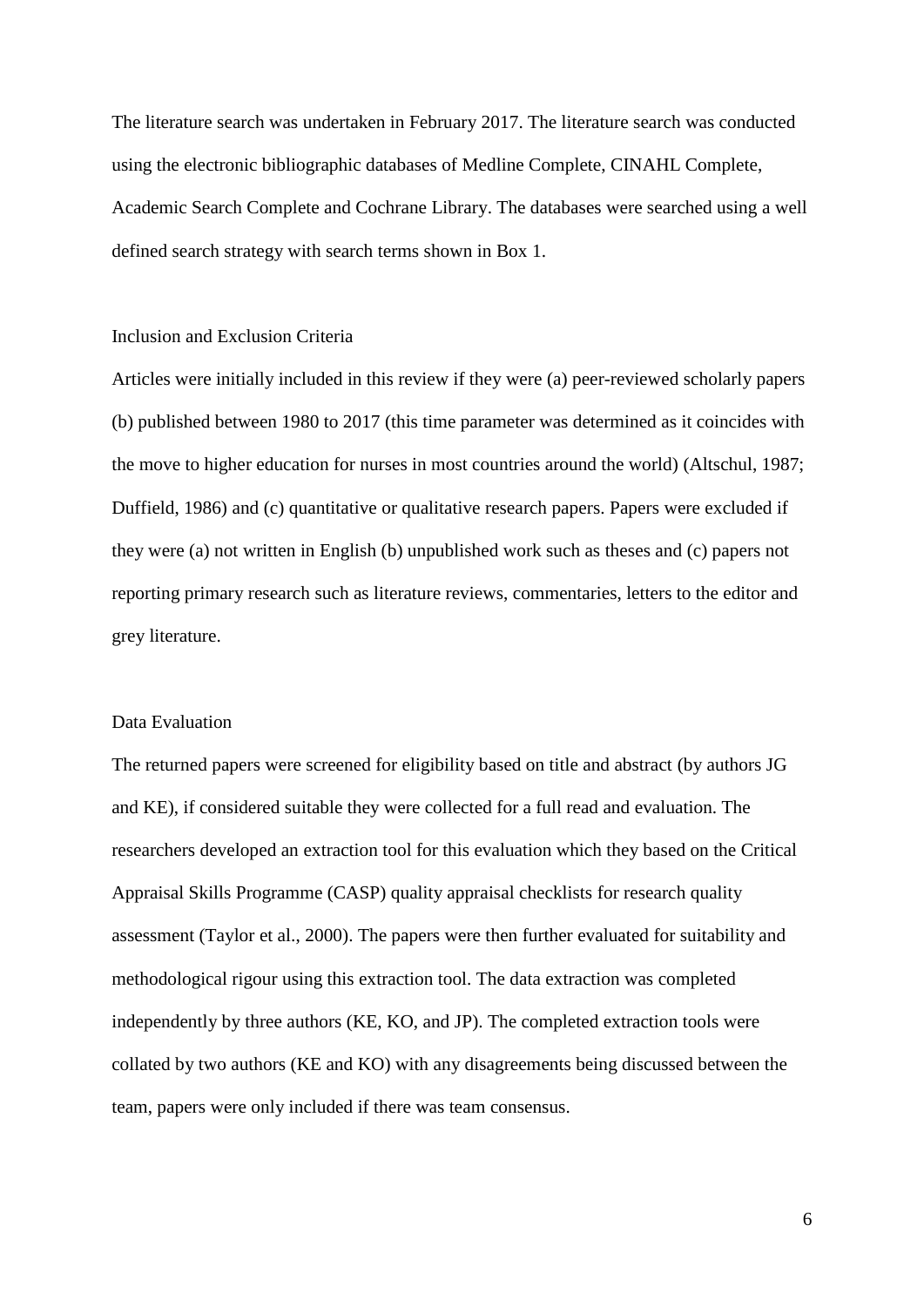The literature search was undertaken in February 2017. The literature search was conducted using the electronic bibliographic databases of Medline Complete, CINAHL Complete, Academic Search Complete and Cochrane Library. The databases were searched using a well defined search strategy with search terms shown in Box 1.

### Inclusion and Exclusion Criteria

Articles were initially included in this review if they were (a) peer-reviewed scholarly papers (b) published between 1980 to 2017 (this time parameter was determined as it coincides with the move to higher education for nurses in most countries around the world) (Altschul, 1987; Duffield, 1986) and (c) quantitative or qualitative research papers. Papers were excluded if they were (a) not written in English (b) unpublished work such as theses and (c) papers not reporting primary research such as literature reviews, commentaries, letters to the editor and grey literature.

### Data Evaluation

The returned papers were screened for eligibility based on title and abstract (by authors JG and KE), if considered suitable they were collected for a full read and evaluation. The researchers developed an extraction tool for this evaluation which they based on the Critical Appraisal Skills Programme (CASP) quality appraisal checklists for research quality assessment (Taylor et al., 2000). The papers were then further evaluated for suitability and methodological rigour using this extraction tool. The data extraction was completed independently by three authors (KE, KO, and JP). The completed extraction tools were collated by two authors (KE and KO) with any disagreements being discussed between the team, papers were only included if there was team consensus.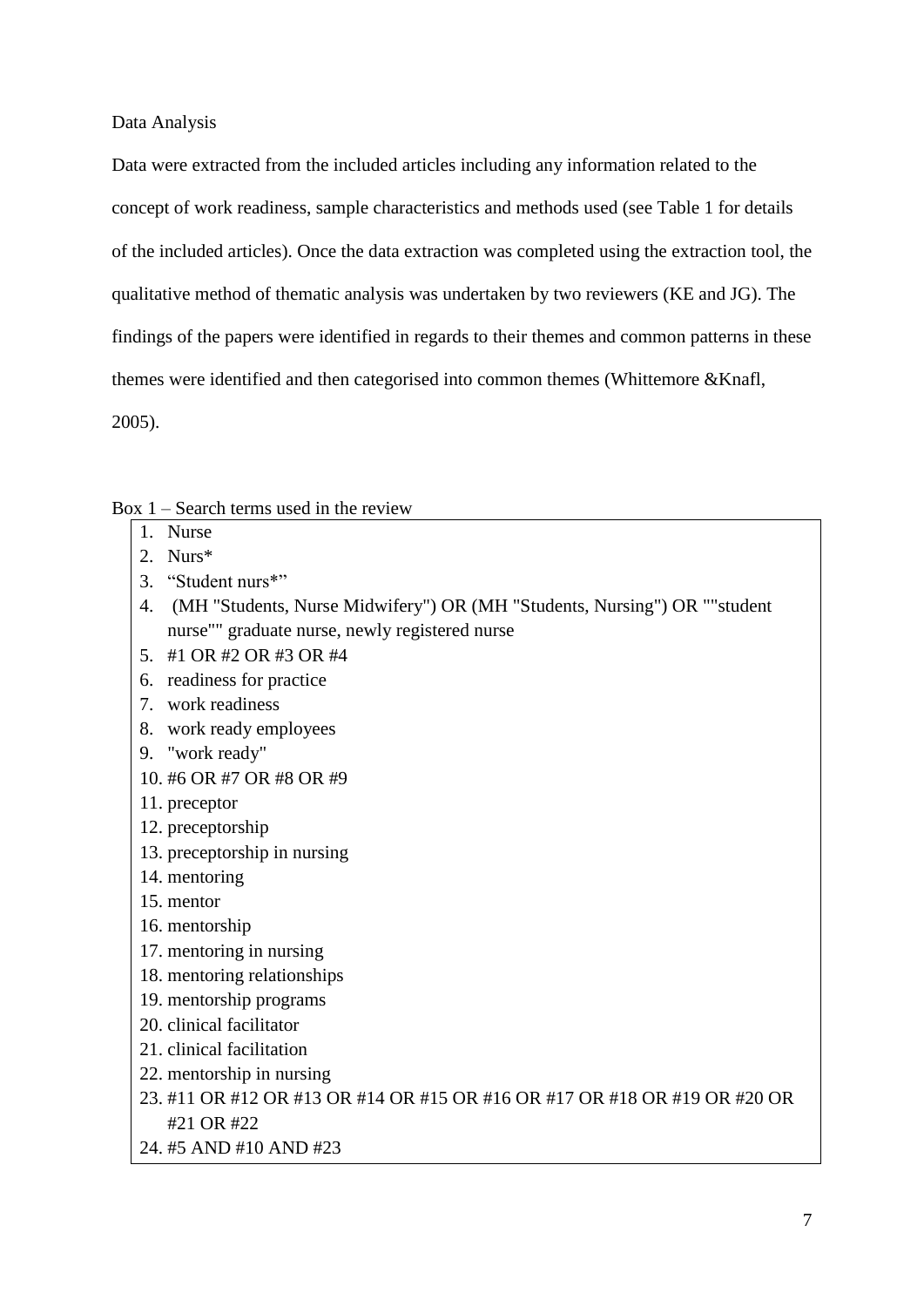Data Analysis

Data were extracted from the included articles including any information related to the concept of work readiness, sample characteristics and methods used (see Table 1 for details of the included articles). Once the data extraction was completed using the extraction tool, the qualitative method of thematic analysis was undertaken by two reviewers (KE and JG). The findings of the papers were identified in regards to their themes and common patterns in these themes were identified and then categorised into common themes (Whittemore &Knafl, 2005).

Box 1 – Search terms used in the review

1. Nurse
2. Nurs*
3. "Student nurs*"
4. (MH "Students, Nurse Midwifery") OR (MH "Students, Nursing") OR ""student nurse"" graduate nurse, newly registered nurse
5. #1 OR #2 OR #3 OR #4
6. readiness for practice
7. work readiness
8. work ready employees
9. "work ready"
10. #6 OR #7 OR #8 OR #9
11. preceptor
12. preceptorship
13. preceptorship in nursing
14. mentoring
15. mentor
16. mentorship
17. mentoring in nursing
18. mentoring relationships
19. mentorship programs
20. clinical facilitator
21. clinical facilitation
22. mentorship in nursing
23. #11 OR #12 OR #13 OR #14 OR #15 OR #16 OR #17 OR #18 OR #19 OR #20 OR #21 OR #22
24. #5 AND #10 AND #23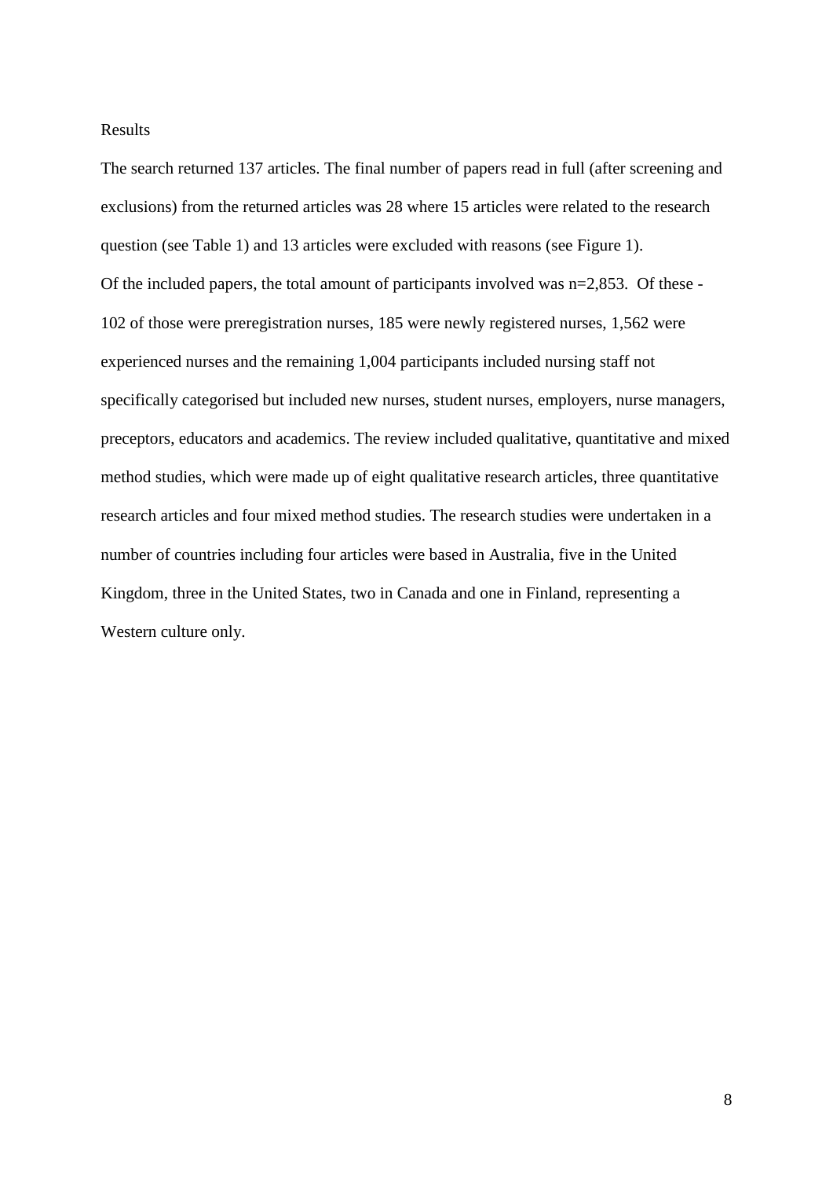## Results

The search returned 137 articles. The final number of papers read in full (after screening and exclusions) from the returned articles was 28 where 15 articles were related to the research question (see Table 1) and 13 articles were excluded with reasons (see Figure 1).

Of the included papers, the total amount of participants involved was n=2,853. Of these - 102 of those were preregistration nurses, 185 were newly registered nurses, 1,562 were experienced nurses and the remaining 1,004 participants included nursing staff not specifically categorised but included new nurses, student nurses, employers, nurse managers, preceptors, educators and academics. The review included qualitative, quantitative and mixed method studies, which were made up of eight qualitative research articles, three quantitative research articles and four mixed method studies. The research studies were undertaken in a number of countries including four articles were based in Australia, five in the United Kingdom, three in the United States, two in Canada and one in Finland, representing a Western culture only.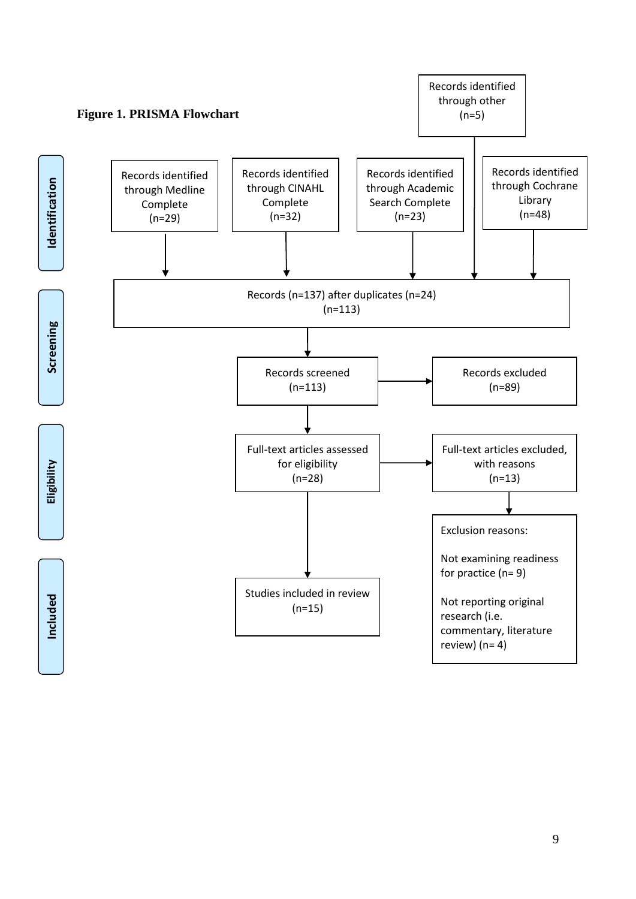**Figure 1. PRISMA Flowchart**

**Identification**

- Records identified through Medline Complete (n=29)
- Records identified through CINAHL Complete (n=32)
- Records identified through Academic Search Complete (n=23)
- Records identified through other (n=5)
- Records identified through Cochrane Library (n=48)

Records (n=137) after duplicates (n=24) (n=113)

**Screening**

Records screened (n=113) → Records excluded (n=89)

**Eligibility**

Full-text articles assessed for eligibility (n=28) → Full-text articles excluded, with reasons (n=13)

Exclusion reasons:

Not examining readiness for practice (n= 9)

Not reporting original research (i.e. commentary, literature review) (n= 4)

**Included**

Studies included in review (n=15)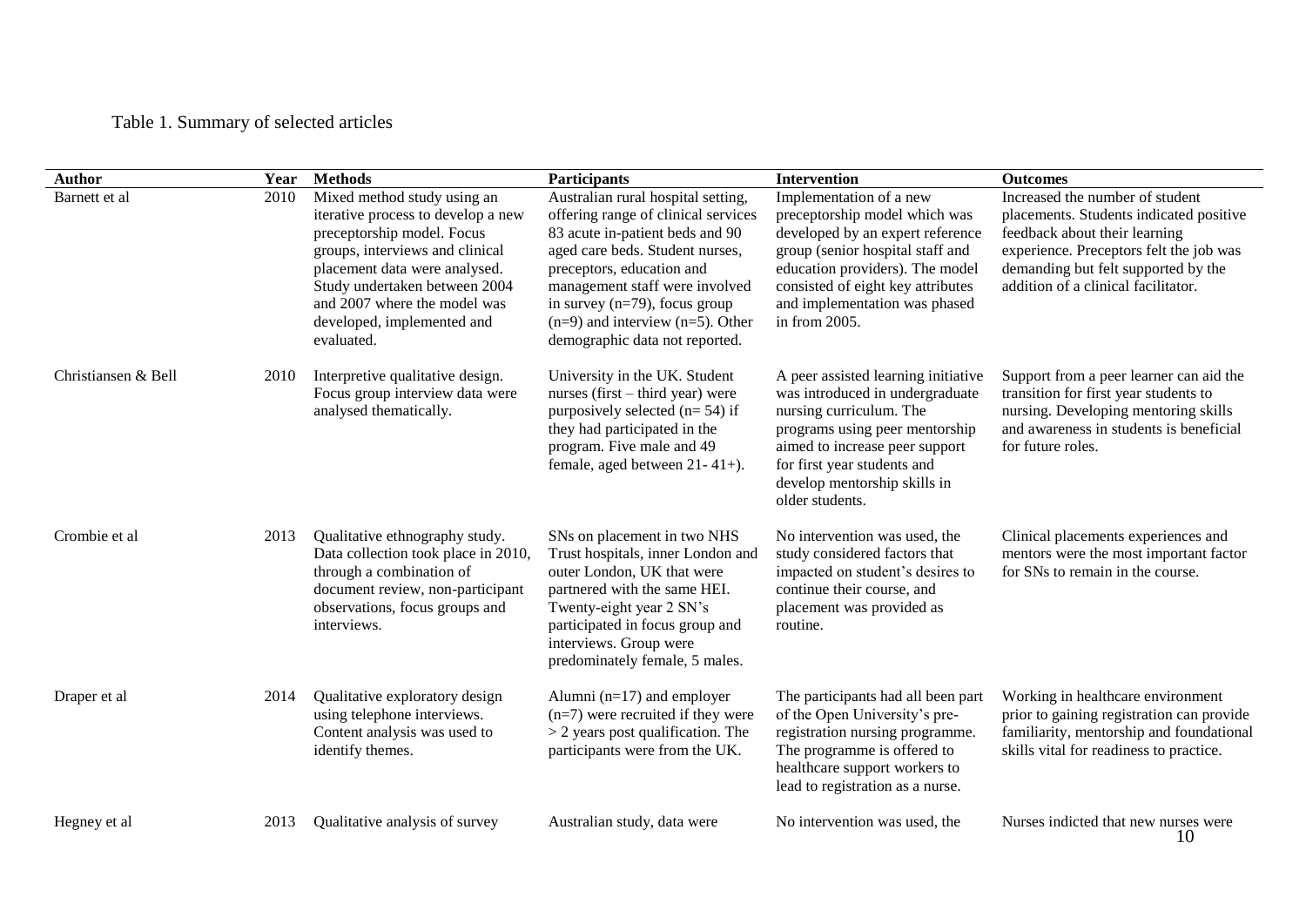Table 1. Summary of selected articles

| Author | Year | Methods | Participants | Intervention | Outcomes |
|---|---|---|---|---|---|
| Barnett et al | 2010 | Mixed method study using an iterative process to develop a new preceptorship model. Focus groups, interviews and clinical placement data were analysed. Study undertaken between 2004 and 2007 where the model was developed, implemented and evaluated. | Australian rural hospital setting, offering range of clinical services 83 acute in-patient beds and 90 aged care beds. Student nurses, preceptors, education and management staff were involved in survey (n=79), focus group (n=9) and interview (n=5). Other demographic data not reported. | Implementation of a new preceptorship model which was developed by an expert reference group (senior hospital staff and education providers). The model consisted of eight key attributes and implementation was phased in from 2005. | Increased the number of student placements. Students indicated positive feedback about their learning experience. Preceptors felt the job was demanding but felt supported by the addition of a clinical facilitator. |
| Christiansen & Bell | 2010 | Interpretive qualitative design. Focus group interview data were analysed thematically. | University in the UK. Student nurses (first – third year) were purposively selected (n= 54) if they had participated in the program. Five male and 49 female, aged between 21- 41+). | A peer assisted learning initiative was introduced in undergraduate nursing curriculum. The programs using peer mentorship aimed to increase peer support for first year students and develop mentorship skills in older students. | Support from a peer learner can aid the transition for first year students to nursing. Developing mentoring skills and awareness in students is beneficial for future roles. |
| Crombie et al | 2013 | Qualitative ethnography study. Data collection took place in 2010, through a combination of document review, non-participant observations, focus groups and interviews. | SNs on placement in two NHS Trust hospitals, inner London and outer London, UK that were partnered with the same HEI. Twenty-eight year 2 SN's participated in focus group and interviews. Group were predominately female, 5 males. | No intervention was used, the study considered factors that impacted on student's desires to continue their course, and placement was provided as routine. | Clinical placements experiences and mentors were the most important factor for SNs to remain in the course. |
| Draper et al | 2014 | Qualitative exploratory design using telephone interviews. Content analysis was used to identify themes. | Alumni (n=17) and employer (n=7) were recruited if they were > 2 years post qualification. The participants were from the UK. | The participants had all been part of the Open University's pre-registration nursing programme. The programme is offered to healthcare support workers to lead to registration as a nurse. | Working in healthcare environment prior to gaining registration can provide familiarity, mentorship and foundational skills vital for readiness to practice. |
| Hegney et al | 2013 | Qualitative analysis of survey | Australian study, data were | No intervention was used, the | Nurses indicted that new nurses were |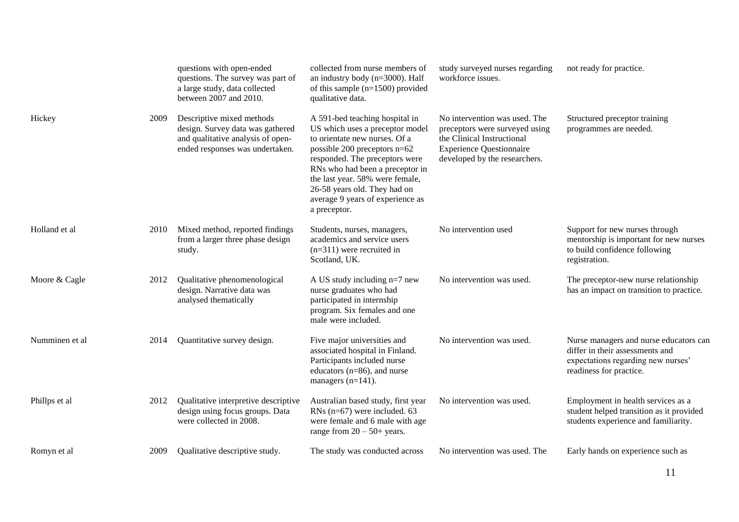| | | | | | |
|---|---|---|---|---|---|
| | | questions with open-ended questions. The survey was part of a large study, data collected between 2007 and 2010. | collected from nurse members of an industry body (n=3000). Half of this sample (n=1500) provided qualitative data. | study surveyed nurses regarding workforce issues. | not ready for practice. |
| Hickey | 2009 | Descriptive mixed methods design. Survey data was gathered and qualitative analysis of open-ended responses was undertaken. | A 591-bed teaching hospital in US which uses a preceptor model to orientate new nurses. Of a possible 200 preceptors n=62 responded. The preceptors were RNs who had been a preceptor in the last year. 58% were female, 26-58 years old. They had on average 9 years of experience as a preceptor. | No intervention was used. The preceptors were surveyed using the Clinical Instructional Experience Questionnaire developed by the researchers. | Structured preceptor training programmes are needed. |
| Holland et al | 2010 | Mixed method, reported findings from a larger three phase design study. | Students, nurses, managers, academics and service users (n=311) were recruited in Scotland, UK. | No intervention used | Support for new nurses through mentorship is important for new nurses to build confidence following registration. |
| Moore & Cagle | 2012 | Qualitative phenomenological design. Narrative data was analysed thematically | A US study including n=7 new nurse graduates who had participated in internship program. Six females and one male were included. | No intervention was used. | The preceptor-new nurse relationship has an impact on transition to practice. |
| Numminen et al | 2014 | Quantitative survey design. | Five major universities and associated hospital in Finland. Participants included nurse educators (n=86), and nurse managers (n=141). | No intervention was used. | Nurse managers and nurse educators can differ in their assessments and expectations regarding new nurses' readiness for practice. |
| Phillps et al | 2012 | Qualitative interpretive descriptive design using focus groups. Data were collected in 2008. | Australian based study, first year RNs (n=67) were included. 63 were female and 6 male with age range from 20 – 50+ years. | No intervention was used. | Employment in health services as a student helped transition as it provided students experience and familiarity. |
| Romyn et al | 2009 | Qualitative descriptive study. | The study was conducted across | No intervention was used. The | Early hands on experience such as |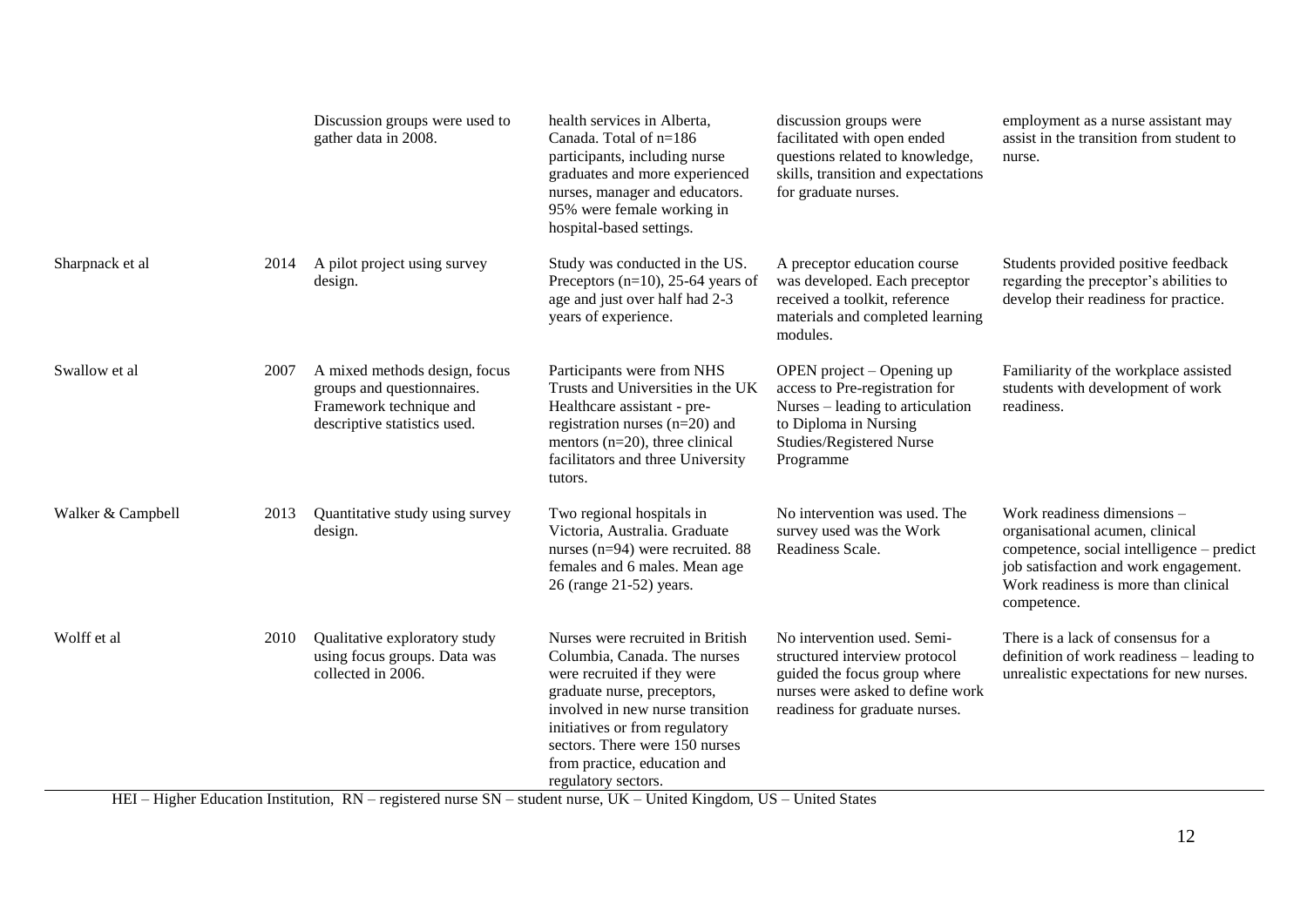| | | | | | |
|---|---|---|---|---|---|
| | | Discussion groups were used to gather data in 2008. | health services in Alberta, Canada. Total of n=186 participants, including nurse graduates and more experienced nurses, manager and educators. 95% were female working in hospital-based settings. | discussion groups were facilitated with open ended questions related to knowledge, skills, transition and expectations for graduate nurses. | employment as a nurse assistant may assist in the transition from student to nurse. |
| Sharpnack et al | 2014 | A pilot project using survey design. | Study was conducted in the US. Preceptors (n=10), 25-64 years of age and just over half had 2-3 years of experience. | A preceptor education course was developed. Each preceptor received a toolkit, reference materials and completed learning modules. | Students provided positive feedback regarding the preceptor's abilities to develop their readiness for practice. |
| Swallow et al | 2007 | A mixed methods design, focus groups and questionnaires. Framework technique and descriptive statistics used. | Participants were from NHS Trusts and Universities in the UK Healthcare assistant - pre-registration nurses (n=20) and mentors (n=20), three clinical facilitators and three University tutors. | OPEN project – Opening up access to Pre-registration for Nurses – leading to articulation to Diploma in Nursing Studies/Registered Nurse Programme | Familiarity of the workplace assisted students with development of work readiness. |
| Walker & Campbell | 2013 | Quantitative study using survey design. | Two regional hospitals in Victoria, Australia. Graduate nurses (n=94) were recruited. 88 females and 6 males. Mean age 26 (range 21-52) years. | No intervention was used. The survey used was the Work Readiness Scale. | Work readiness dimensions – organisational acumen, clinical competence, social intelligence – predict job satisfaction and work engagement. Work readiness is more than clinical competence. |
| Wolff et al | 2010 | Qualitative exploratory study using focus groups. Data was collected in 2006. | Nurses were recruited in British Columbia, Canada. The nurses were recruited if they were graduate nurse, preceptors, involved in new nurse transition initiatives or from regulatory sectors. There were 150 nurses from practice, education and regulatory sectors. | No intervention used. Semi-structured interview protocol guided the focus group where nurses were asked to define work readiness for graduate nurses. | There is a lack of consensus for a definition of work readiness – leading to unrealistic expectations for new nurses. |

HEI – Higher Education Institution, RN – registered nurse SN – student nurse, UK – United Kingdom, US – United States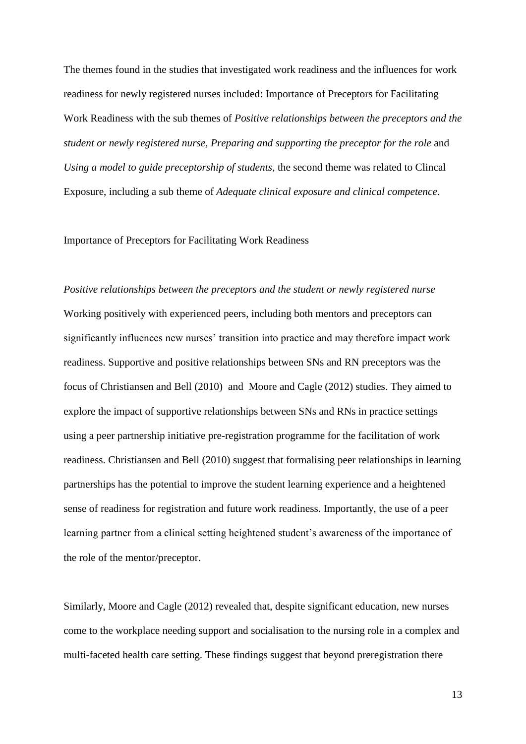The themes found in the studies that investigated work readiness and the influences for work readiness for newly registered nurses included: Importance of Preceptors for Facilitating Work Readiness with the sub themes of *Positive relationships between the preceptors and the student or newly registered nurse*, *Preparing and supporting the preceptor for the role* and *Using a model to guide preceptorship of students*, the second theme was related to Clincal Exposure, including a sub theme of *Adequate clinical exposure and clinical competence.*

## Importance of Preceptors for Facilitating Work Readiness

### *Positive relationships between the preceptors and the student or newly registered nurse*

Working positively with experienced peers, including both mentors and preceptors can significantly influences new nurses' transition into practice and may therefore impact work readiness. Supportive and positive relationships between SNs and RN preceptors was the focus of Christiansen and Bell (2010) and Moore and Cagle (2012) studies. They aimed to explore the impact of supportive relationships between SNs and RNs in practice settings using a peer partnership initiative pre-registration programme for the facilitation of work readiness. Christiansen and Bell (2010) suggest that formalising peer relationships in learning partnerships has the potential to improve the student learning experience and a heightened sense of readiness for registration and future work readiness. Importantly, the use of a peer learning partner from a clinical setting heightened student's awareness of the importance of the role of the mentor/preceptor.

Similarly, Moore and Cagle (2012) revealed that, despite significant education, new nurses come to the workplace needing support and socialisation to the nursing role in a complex and multi-faceted health care setting. These findings suggest that beyond preregistration there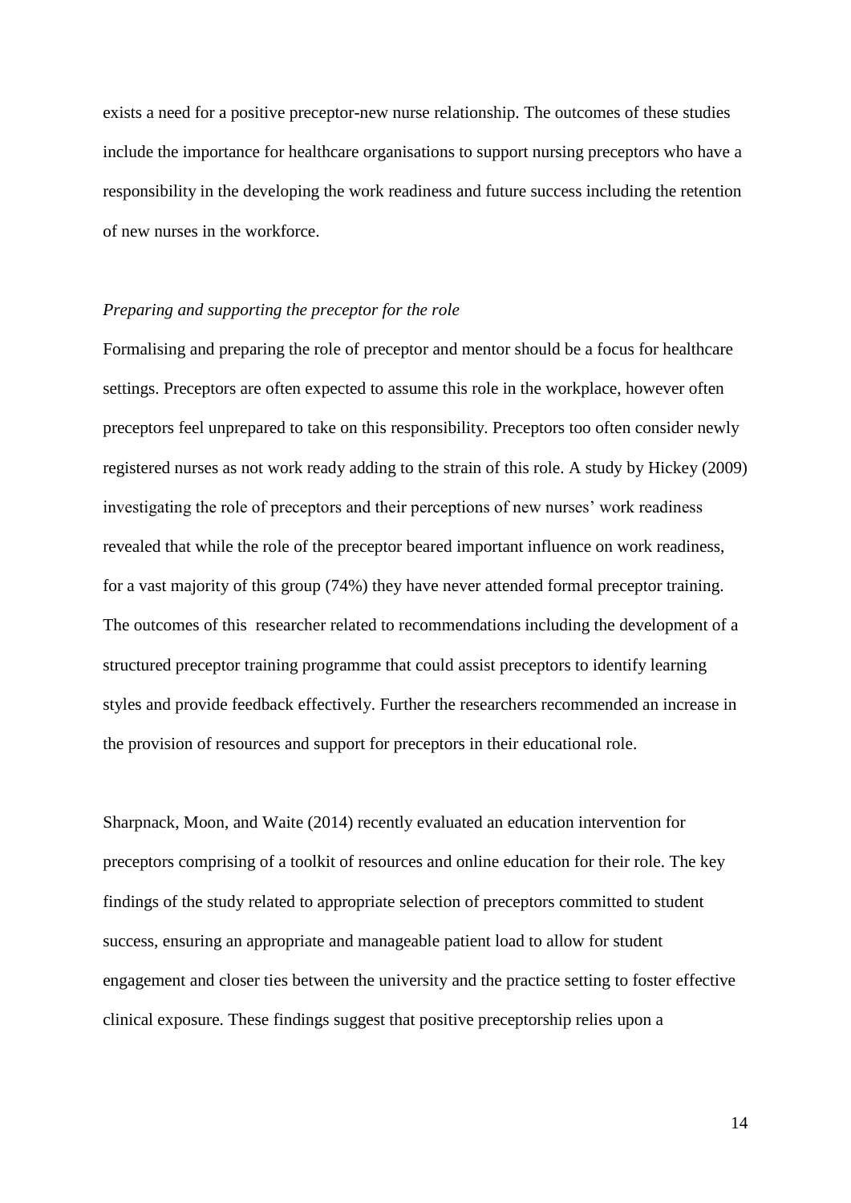exists a need for a positive preceptor-new nurse relationship. The outcomes of these studies include the importance for healthcare organisations to support nursing preceptors who have a responsibility in the developing the work readiness and future success including the retention of new nurses in the workforce.

*Preparing and supporting the preceptor for the role*

Formalising and preparing the role of preceptor and mentor should be a focus for healthcare settings. Preceptors are often expected to assume this role in the workplace, however often preceptors feel unprepared to take on this responsibility. Preceptors too often consider newly registered nurses as not work ready adding to the strain of this role. A study by Hickey (2009) investigating the role of preceptors and their perceptions of new nurses' work readiness revealed that while the role of the preceptor beared important influence on work readiness, for a vast majority of this group (74%) they have never attended formal preceptor training. The outcomes of this researcher related to recommendations including the development of a structured preceptor training programme that could assist preceptors to identify learning styles and provide feedback effectively. Further the researchers recommended an increase in the provision of resources and support for preceptors in their educational role.

Sharpnack, Moon, and Waite (2014) recently evaluated an education intervention for preceptors comprising of a toolkit of resources and online education for their role. The key findings of the study related to appropriate selection of preceptors committed to student success, ensuring an appropriate and manageable patient load to allow for student engagement and closer ties between the university and the practice setting to foster effective clinical exposure. These findings suggest that positive preceptorship relies upon a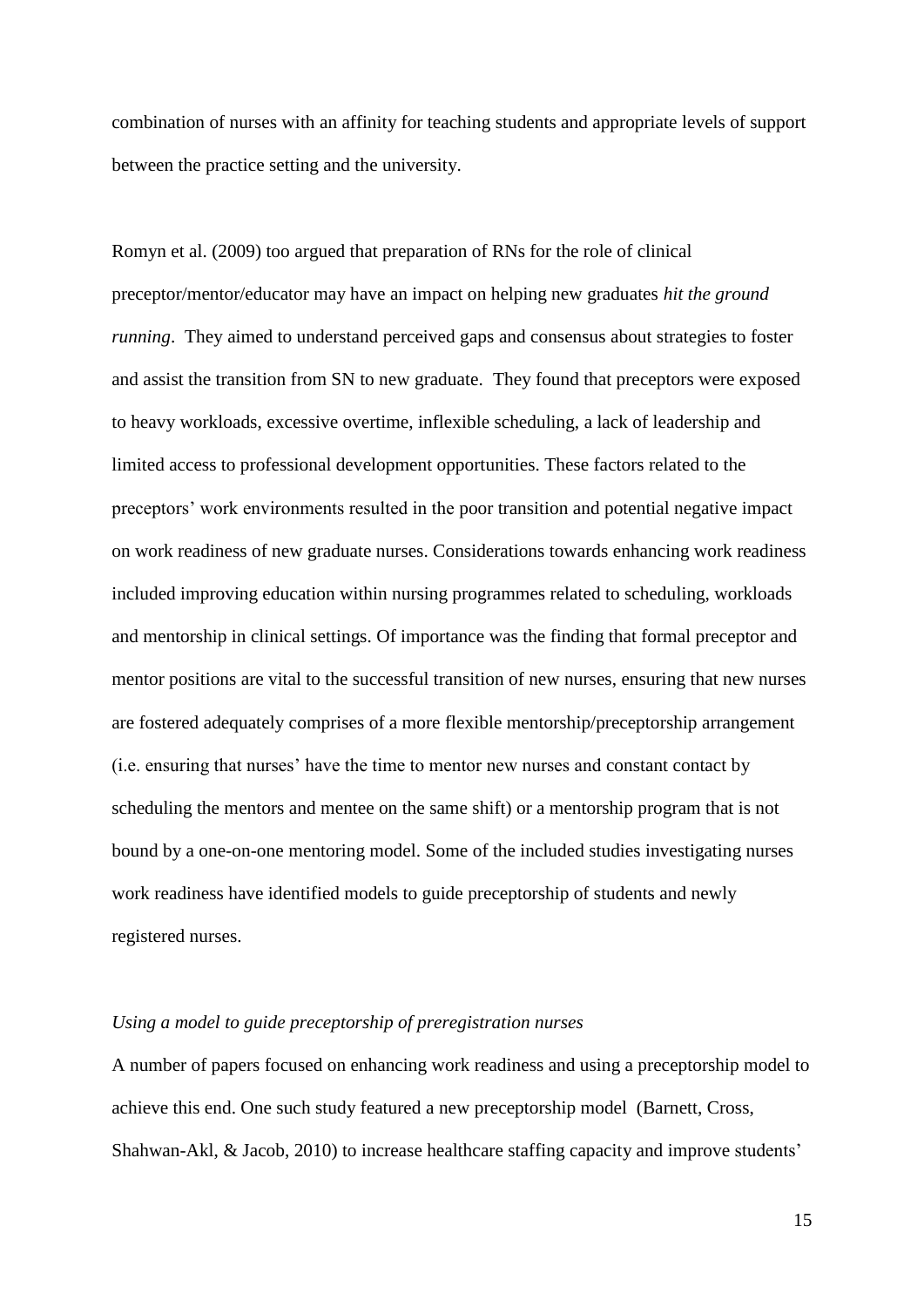combination of nurses with an affinity for teaching students and appropriate levels of support between the practice setting and the university.

Romyn et al. (2009) too argued that preparation of RNs for the role of clinical preceptor/mentor/educator may have an impact on helping new graduates *hit the ground running*. They aimed to understand perceived gaps and consensus about strategies to foster and assist the transition from SN to new graduate. They found that preceptors were exposed to heavy workloads, excessive overtime, inflexible scheduling, a lack of leadership and limited access to professional development opportunities. These factors related to the preceptors' work environments resulted in the poor transition and potential negative impact on work readiness of new graduate nurses. Considerations towards enhancing work readiness included improving education within nursing programmes related to scheduling, workloads and mentorship in clinical settings. Of importance was the finding that formal preceptor and mentor positions are vital to the successful transition of new nurses, ensuring that new nurses are fostered adequately comprises of a more flexible mentorship/preceptorship arrangement (i.e. ensuring that nurses' have the time to mentor new nurses and constant contact by scheduling the mentors and mentee on the same shift) or a mentorship program that is not bound by a one-on-one mentoring model. Some of the included studies investigating nurses work readiness have identified models to guide preceptorship of students and newly registered nurses.

*Using a model to guide preceptorship of preregistration nurses*

A number of papers focused on enhancing work readiness and using a preceptorship model to achieve this end. One such study featured a new preceptorship model (Barnett, Cross, Shahwan-Akl, & Jacob, 2010) to increase healthcare staffing capacity and improve students'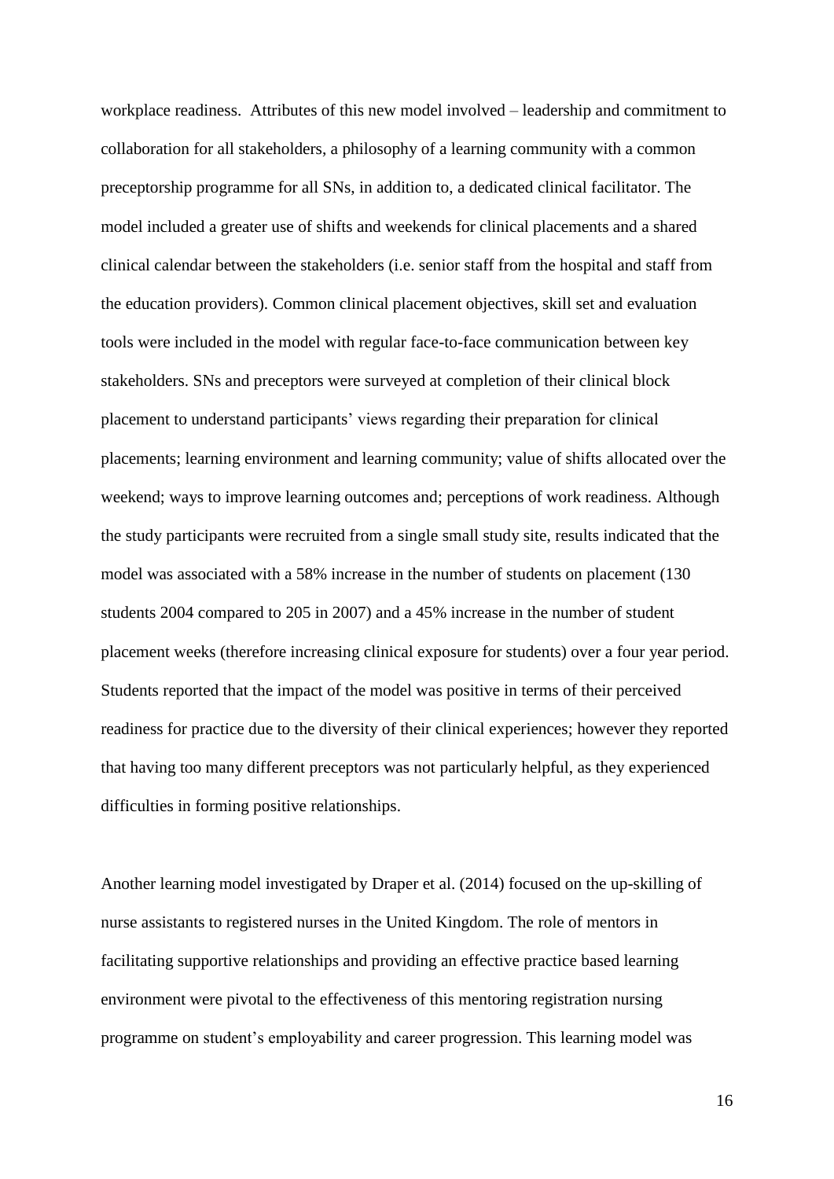workplace readiness. Attributes of this new model involved – leadership and commitment to collaboration for all stakeholders, a philosophy of a learning community with a common preceptorship programme for all SNs, in addition to, a dedicated clinical facilitator. The model included a greater use of shifts and weekends for clinical placements and a shared clinical calendar between the stakeholders (i.e. senior staff from the hospital and staff from the education providers). Common clinical placement objectives, skill set and evaluation tools were included in the model with regular face-to-face communication between key stakeholders. SNs and preceptors were surveyed at completion of their clinical block placement to understand participants' views regarding their preparation for clinical placements; learning environment and learning community; value of shifts allocated over the weekend; ways to improve learning outcomes and; perceptions of work readiness. Although the study participants were recruited from a single small study site, results indicated that the model was associated with a 58% increase in the number of students on placement (130 students 2004 compared to 205 in 2007) and a 45% increase in the number of student placement weeks (therefore increasing clinical exposure for students) over a four year period. Students reported that the impact of the model was positive in terms of their perceived readiness for practice due to the diversity of their clinical experiences; however they reported that having too many different preceptors was not particularly helpful, as they experienced difficulties in forming positive relationships.

Another learning model investigated by Draper et al. (2014) focused on the up-skilling of nurse assistants to registered nurses in the United Kingdom. The role of mentors in facilitating supportive relationships and providing an effective practice based learning environment were pivotal to the effectiveness of this mentoring registration nursing programme on student's employability and career progression. This learning model was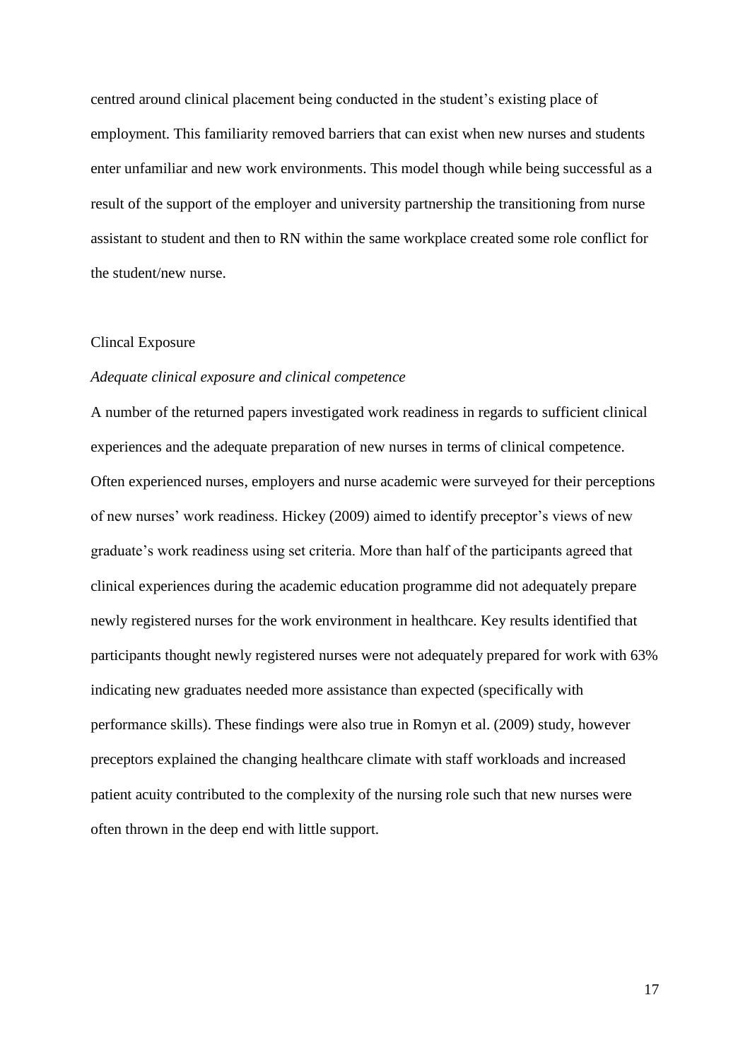centred around clinical placement being conducted in the student's existing place of employment. This familiarity removed barriers that can exist when new nurses and students enter unfamiliar and new work environments. This model though while being successful as a result of the support of the employer and university partnership the transitioning from nurse assistant to student and then to RN within the same workplace created some role conflict for the student/new nurse.

## Clincal Exposure

### *Adequate clinical exposure and clinical competence*

A number of the returned papers investigated work readiness in regards to sufficient clinical experiences and the adequate preparation of new nurses in terms of clinical competence. Often experienced nurses, employers and nurse academic were surveyed for their perceptions of new nurses' work readiness. Hickey (2009) aimed to identify preceptor's views of new graduate's work readiness using set criteria. More than half of the participants agreed that clinical experiences during the academic education programme did not adequately prepare newly registered nurses for the work environment in healthcare. Key results identified that participants thought newly registered nurses were not adequately prepared for work with 63% indicating new graduates needed more assistance than expected (specifically with performance skills). These findings were also true in Romyn et al. (2009) study, however preceptors explained the changing healthcare climate with staff workloads and increased patient acuity contributed to the complexity of the nursing role such that new nurses were often thrown in the deep end with little support.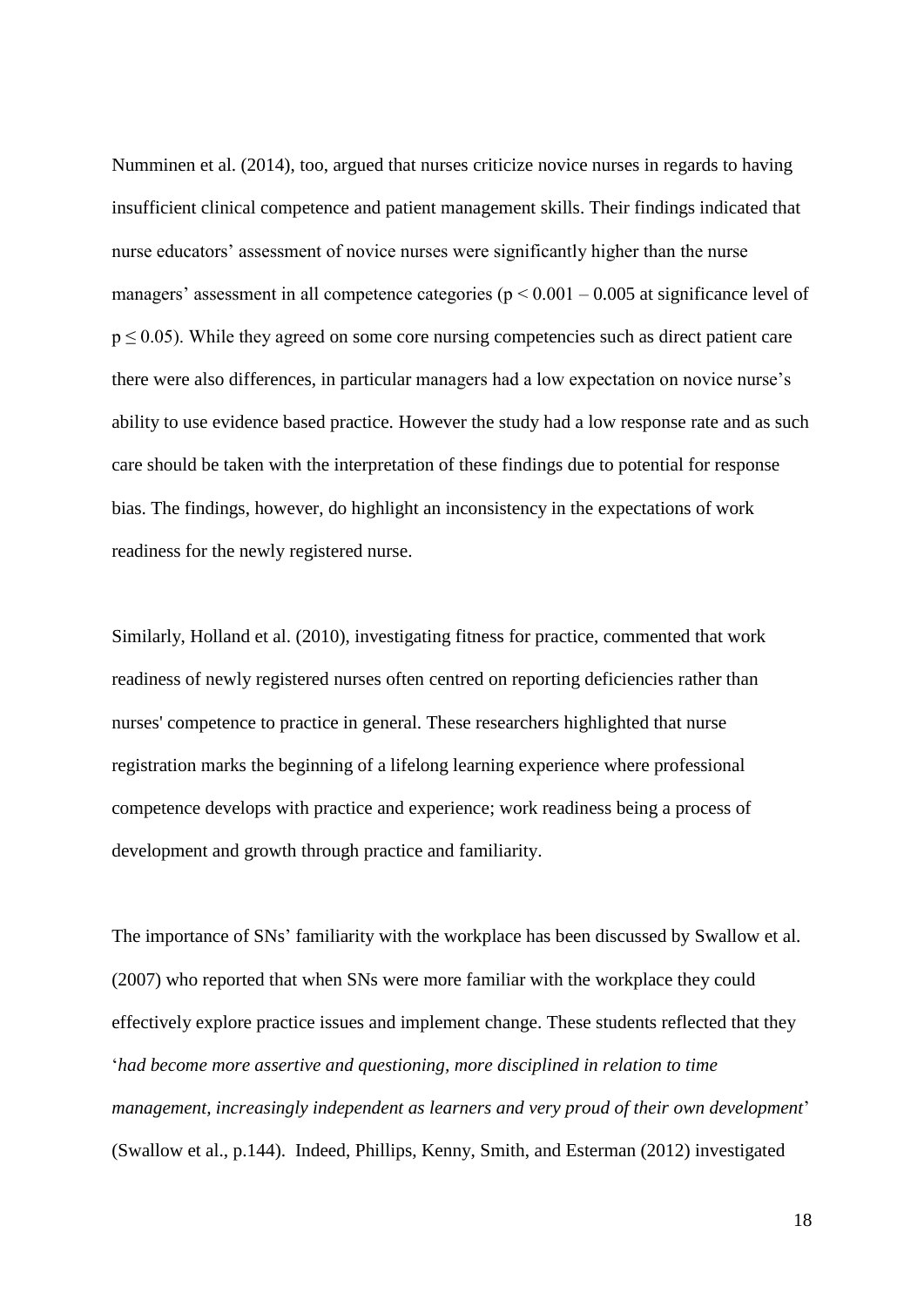Numminen et al. (2014), too, argued that nurses criticize novice nurses in regards to having insufficient clinical competence and patient management skills. Their findings indicated that nurse educators' assessment of novice nurses were significantly higher than the nurse managers' assessment in all competence categories ($p < 0.001 – 0.005$ at significance level of $p \leq 0.05$). While they agreed on some core nursing competencies such as direct patient care there were also differences, in particular managers had a low expectation on novice nurse's ability to use evidence based practice. However the study had a low response rate and as such care should be taken with the interpretation of these findings due to potential for response bias. The findings, however, do highlight an inconsistency in the expectations of work readiness for the newly registered nurse.

Similarly, Holland et al. (2010), investigating fitness for practice, commented that work readiness of newly registered nurses often centred on reporting deficiencies rather than nurses' competence to practice in general. These researchers highlighted that nurse registration marks the beginning of a lifelong learning experience where professional competence develops with practice and experience; work readiness being a process of development and growth through practice and familiarity.

The importance of SNs' familiarity with the workplace has been discussed by Swallow et al. (2007) who reported that when SNs were more familiar with the workplace they could effectively explore practice issues and implement change. These students reflected that they '*had become more assertive and questioning, more disciplined in relation to time management, increasingly independent as learners and very proud of their own development*' (Swallow et al., p.144). Indeed, Phillips, Kenny, Smith, and Esterman (2012) investigated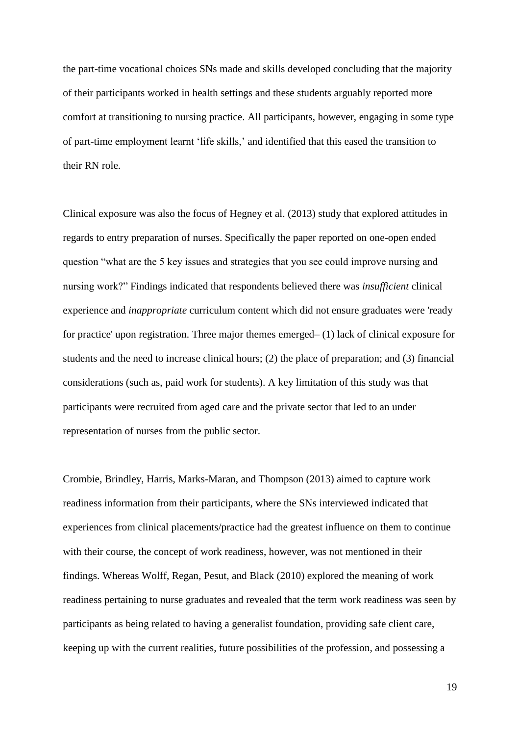the part-time vocational choices SNs made and skills developed concluding that the majority of their participants worked in health settings and these students arguably reported more comfort at transitioning to nursing practice. All participants, however, engaging in some type of part-time employment learnt 'life skills,' and identified that this eased the transition to their RN role.

Clinical exposure was also the focus of Hegney et al. (2013) study that explored attitudes in regards to entry preparation of nurses. Specifically the paper reported on one-open ended question "what are the 5 key issues and strategies that you see could improve nursing and nursing work?" Findings indicated that respondents believed there was *insufficient* clinical experience and *inappropriate* curriculum content which did not ensure graduates were 'ready for practice' upon registration. Three major themes emerged– (1) lack of clinical exposure for students and the need to increase clinical hours; (2) the place of preparation; and (3) financial considerations (such as, paid work for students). A key limitation of this study was that participants were recruited from aged care and the private sector that led to an under representation of nurses from the public sector.

Crombie, Brindley, Harris, Marks-Maran, and Thompson (2013) aimed to capture work readiness information from their participants, where the SNs interviewed indicated that experiences from clinical placements/practice had the greatest influence on them to continue with their course, the concept of work readiness, however, was not mentioned in their findings. Whereas Wolff, Regan, Pesut, and Black (2010) explored the meaning of work readiness pertaining to nurse graduates and revealed that the term work readiness was seen by participants as being related to having a generalist foundation, providing safe client care, keeping up with the current realities, future possibilities of the profession, and possessing a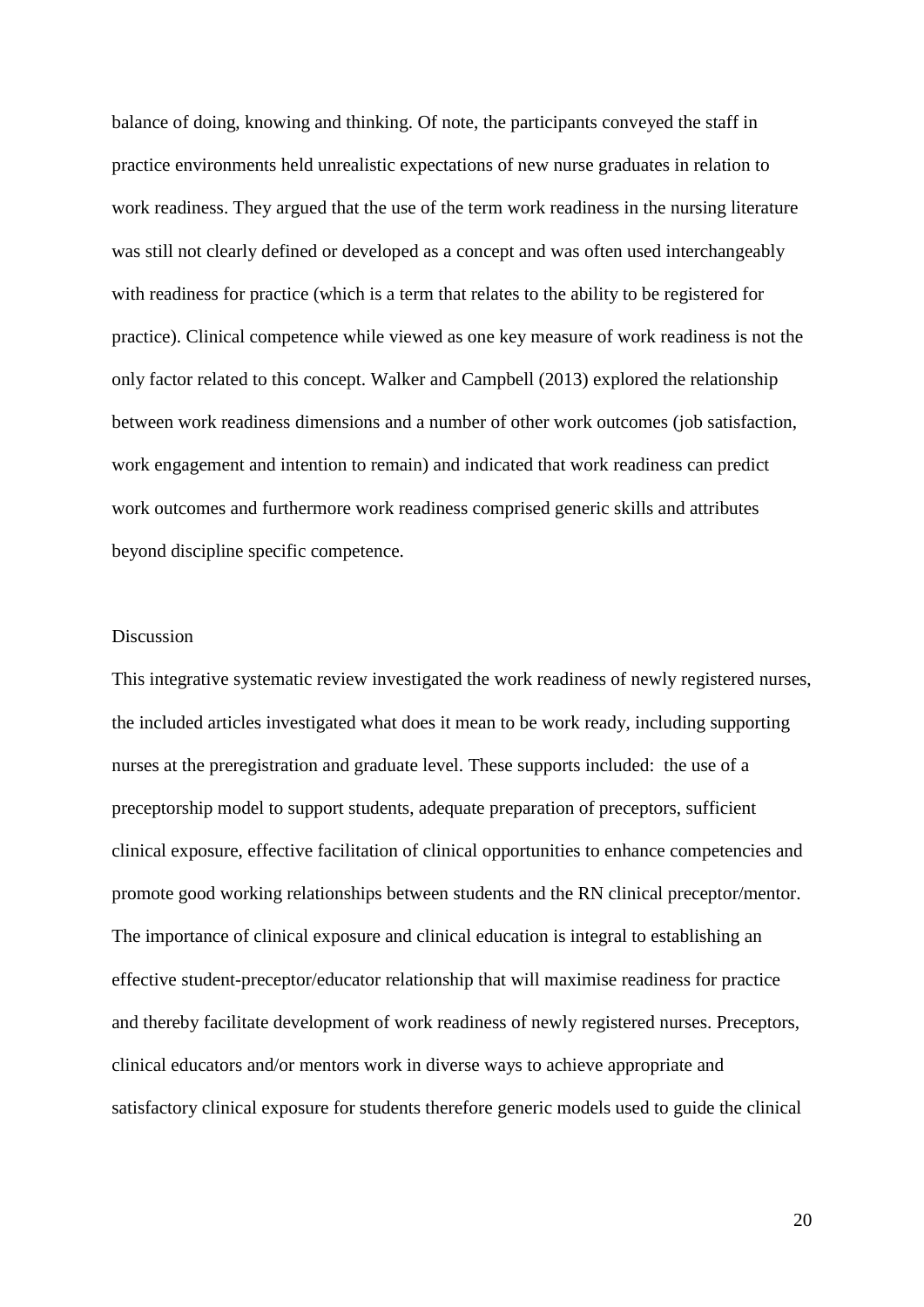balance of doing, knowing and thinking. Of note, the participants conveyed the staff in practice environments held unrealistic expectations of new nurse graduates in relation to work readiness. They argued that the use of the term work readiness in the nursing literature was still not clearly defined or developed as a concept and was often used interchangeably with readiness for practice (which is a term that relates to the ability to be registered for practice). Clinical competence while viewed as one key measure of work readiness is not the only factor related to this concept. Walker and Campbell (2013) explored the relationship between work readiness dimensions and a number of other work outcomes (job satisfaction, work engagement and intention to remain) and indicated that work readiness can predict work outcomes and furthermore work readiness comprised generic skills and attributes beyond discipline specific competence.

## Discussion

This integrative systematic review investigated the work readiness of newly registered nurses, the included articles investigated what does it mean to be work ready, including supporting nurses at the preregistration and graduate level. These supports included: the use of a preceptorship model to support students, adequate preparation of preceptors, sufficient clinical exposure, effective facilitation of clinical opportunities to enhance competencies and promote good working relationships between students and the RN clinical preceptor/mentor. The importance of clinical exposure and clinical education is integral to establishing an effective student-preceptor/educator relationship that will maximise readiness for practice and thereby facilitate development of work readiness of newly registered nurses. Preceptors, clinical educators and/or mentors work in diverse ways to achieve appropriate and satisfactory clinical exposure for students therefore generic models used to guide the clinical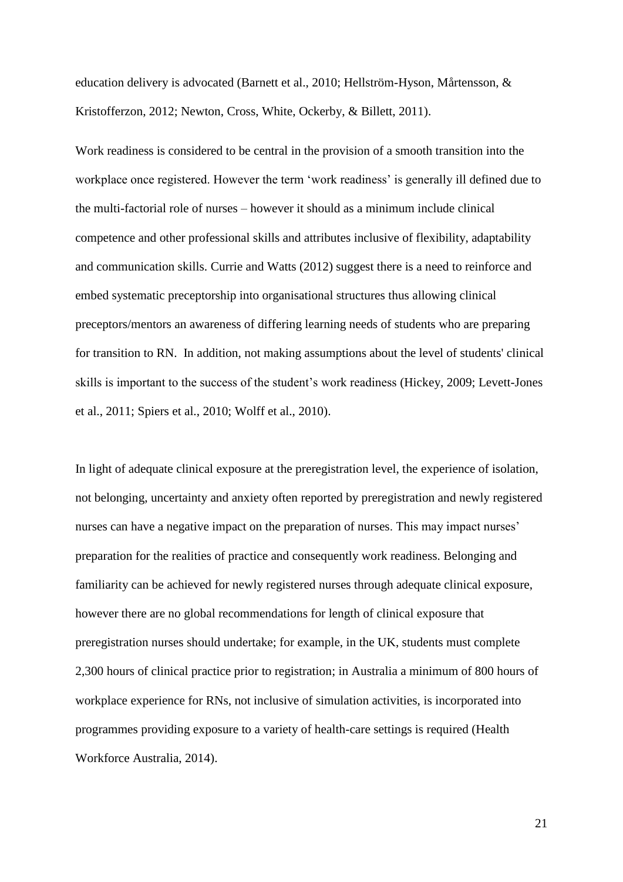education delivery is advocated (Barnett et al., 2010; Hellström-Hyson, Mårtensson, & Kristofferzon, 2012; Newton, Cross, White, Ockerby, & Billett, 2011).

Work readiness is considered to be central in the provision of a smooth transition into the workplace once registered. However the term 'work readiness' is generally ill defined due to the multi-factorial role of nurses – however it should as a minimum include clinical competence and other professional skills and attributes inclusive of flexibility, adaptability and communication skills. Currie and Watts (2012) suggest there is a need to reinforce and embed systematic preceptorship into organisational structures thus allowing clinical preceptors/mentors an awareness of differing learning needs of students who are preparing for transition to RN. In addition, not making assumptions about the level of students' clinical skills is important to the success of the student's work readiness (Hickey, 2009; Levett-Jones et al., 2011; Spiers et al., 2010; Wolff et al., 2010).

In light of adequate clinical exposure at the preregistration level, the experience of isolation, not belonging, uncertainty and anxiety often reported by preregistration and newly registered nurses can have a negative impact on the preparation of nurses. This may impact nurses' preparation for the realities of practice and consequently work readiness. Belonging and familiarity can be achieved for newly registered nurses through adequate clinical exposure, however there are no global recommendations for length of clinical exposure that preregistration nurses should undertake; for example, in the UK, students must complete 2,300 hours of clinical practice prior to registration; in Australia a minimum of 800 hours of workplace experience for RNs, not inclusive of simulation activities, is incorporated into programmes providing exposure to a variety of health-care settings is required (Health Workforce Australia, 2014).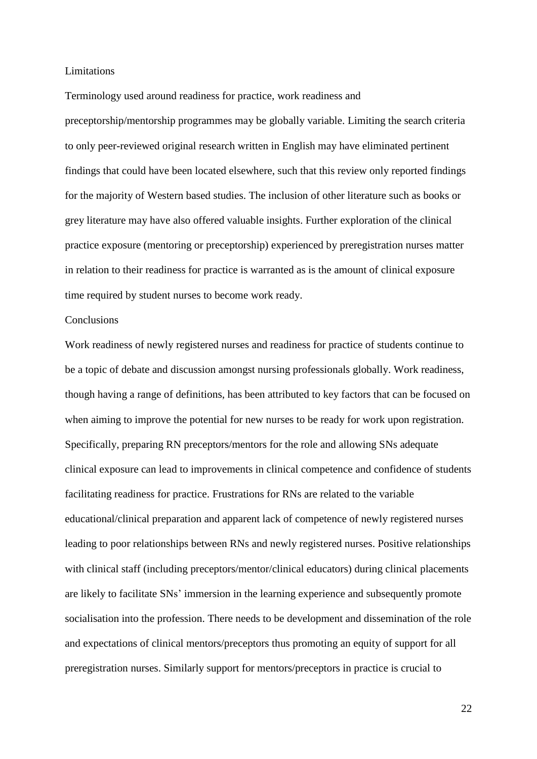## Limitations

Terminology used around readiness for practice, work readiness and preceptorship/mentorship programmes may be globally variable. Limiting the search criteria to only peer-reviewed original research written in English may have eliminated pertinent findings that could have been located elsewhere, such that this review only reported findings for the majority of Western based studies. The inclusion of other literature such as books or grey literature may have also offered valuable insights. Further exploration of the clinical practice exposure (mentoring or preceptorship) experienced by preregistration nurses matter in relation to their readiness for practice is warranted as is the amount of clinical exposure time required by student nurses to become work ready.

## Conclusions

Work readiness of newly registered nurses and readiness for practice of students continue to be a topic of debate and discussion amongst nursing professionals globally. Work readiness, though having a range of definitions, has been attributed to key factors that can be focused on when aiming to improve the potential for new nurses to be ready for work upon registration. Specifically, preparing RN preceptors/mentors for the role and allowing SNs adequate clinical exposure can lead to improvements in clinical competence and confidence of students facilitating readiness for practice. Frustrations for RNs are related to the variable educational/clinical preparation and apparent lack of competence of newly registered nurses leading to poor relationships between RNs and newly registered nurses. Positive relationships with clinical staff (including preceptors/mentor/clinical educators) during clinical placements are likely to facilitate SNs' immersion in the learning experience and subsequently promote socialisation into the profession. There needs to be development and dissemination of the role and expectations of clinical mentors/preceptors thus promoting an equity of support for all preregistration nurses. Similarly support for mentors/preceptors in practice is crucial to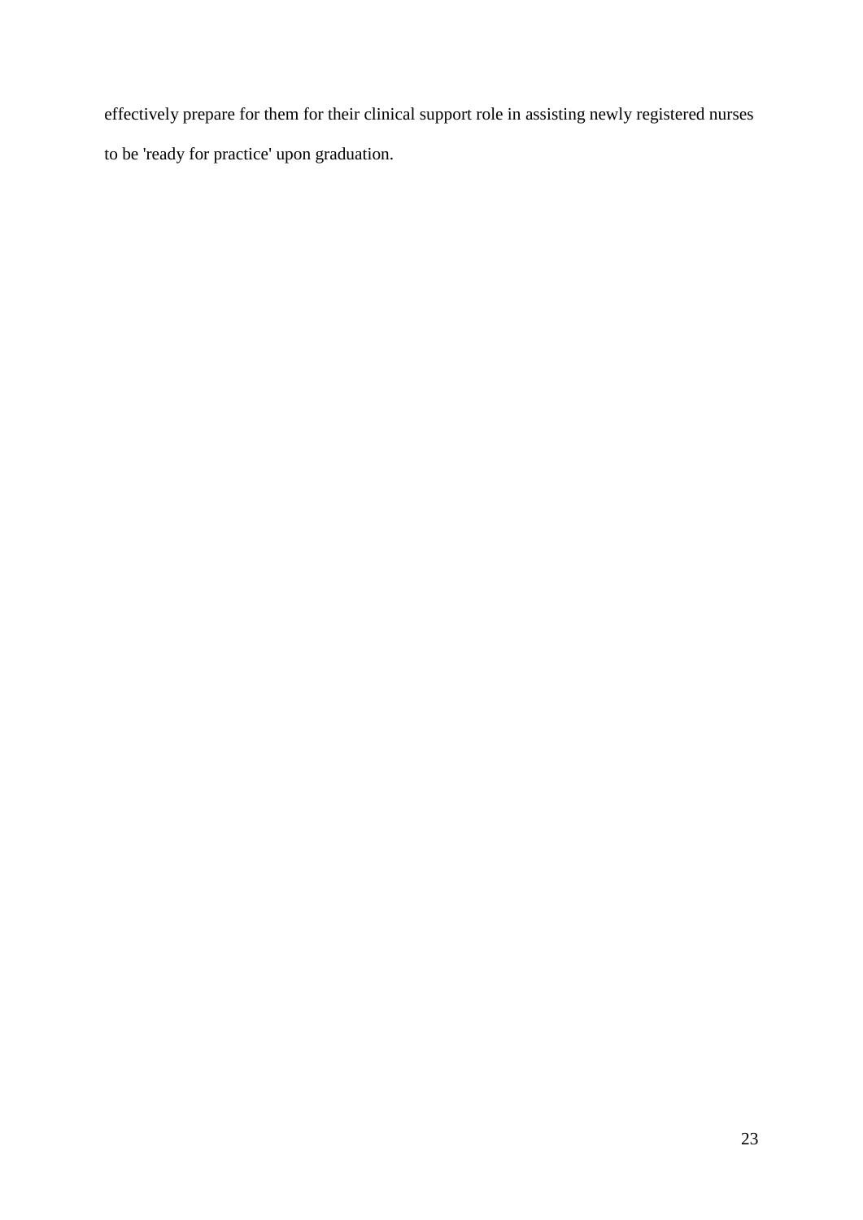effectively prepare for them for their clinical support role in assisting newly registered nurses to be 'ready for practice' upon graduation.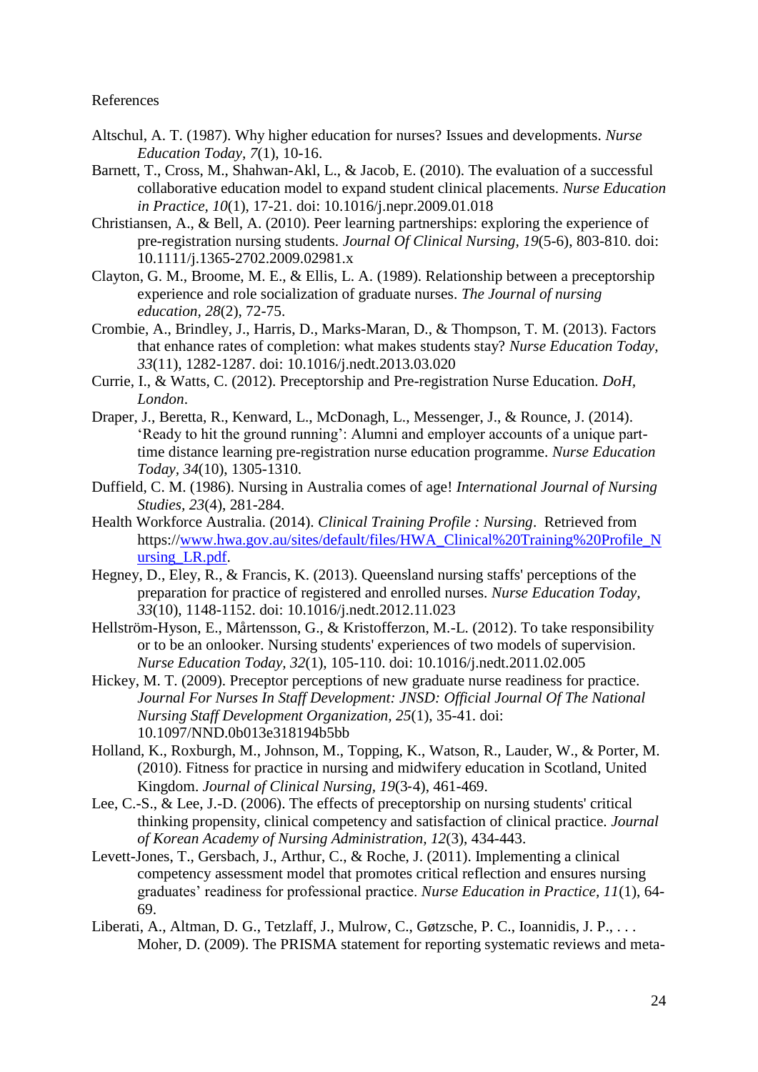References

Altschul, A. T. (1987). Why higher education for nurses? Issues and developments. *Nurse Education Today, 7*(1), 10-16.

Barnett, T., Cross, M., Shahwan-Akl, L., & Jacob, E. (2010). The evaluation of a successful collaborative education model to expand student clinical placements. *Nurse Education in Practice, 10*(1), 17-21. doi: 10.1016/j.nepr.2009.01.018

Christiansen, A., & Bell, A. (2010). Peer learning partnerships: exploring the experience of pre-registration nursing students. *Journal Of Clinical Nursing, 19*(5-6), 803-810. doi: 10.1111/j.1365-2702.2009.02981.x

Clayton, G. M., Broome, M. E., & Ellis, L. A. (1989). Relationship between a preceptorship experience and role socialization of graduate nurses. *The Journal of nursing education, 28*(2), 72-75.

Crombie, A., Brindley, J., Harris, D., Marks-Maran, D., & Thompson, T. M. (2013). Factors that enhance rates of completion: what makes students stay? *Nurse Education Today, 33*(11), 1282-1287. doi: 10.1016/j.nedt.2013.03.020

Currie, I., & Watts, C. (2012). Preceptorship and Pre-registration Nurse Education. *DoH, London*.

Draper, J., Beretta, R., Kenward, L., McDonagh, L., Messenger, J., & Rounce, J. (2014). 'Ready to hit the ground running': Alumni and employer accounts of a unique part-time distance learning pre-registration nurse education programme. *Nurse Education Today, 34*(10), 1305-1310.

Duffield, C. M. (1986). Nursing in Australia comes of age! *International Journal of Nursing Studies, 23*(4), 281-284.

Health Workforce Australia. (2014). *Clinical Training Profile : Nursing*. Retrieved from https://www.hwa.gov.au/sites/default/files/HWA_Clinical%20Training%20Profile_Nursing_LR.pdf.

Hegney, D., Eley, R., & Francis, K. (2013). Queensland nursing staffs' perceptions of the preparation for practice of registered and enrolled nurses. *Nurse Education Today, 33*(10), 1148-1152. doi: 10.1016/j.nedt.2012.11.023

Hellström-Hyson, E., Mårtensson, G., & Kristofferzon, M.-L. (2012). To take responsibility or to be an onlooker. Nursing students' experiences of two models of supervision. *Nurse Education Today, 32*(1), 105-110. doi: 10.1016/j.nedt.2011.02.005

Hickey, M. T. (2009). Preceptor perceptions of new graduate nurse readiness for practice. *Journal For Nurses In Staff Development: JNSD: Official Journal Of The National Nursing Staff Development Organization, 25*(1), 35-41. doi: 10.1097/NND.0b013e318194b5bb

Holland, K., Roxburgh, M., Johnson, M., Topping, K., Watson, R., Lauder, W., & Porter, M. (2010). Fitness for practice in nursing and midwifery education in Scotland, United Kingdom. *Journal of Clinical Nursing, 19*(3-4), 461-469.

Lee, C.-S., & Lee, J.-D. (2006). The effects of preceptorship on nursing students' critical thinking propensity, clinical competency and satisfaction of clinical practice. *Journal of Korean Academy of Nursing Administration, 12*(3), 434-443.

Levett-Jones, T., Gersbach, J., Arthur, C., & Roche, J. (2011). Implementing a clinical competency assessment model that promotes critical reflection and ensures nursing graduates' readiness for professional practice. *Nurse Education in Practice, 11*(1), 64-69.

Liberati, A., Altman, D. G., Tetzlaff, J., Mulrow, C., Gøtzsche, P. C., Ioannidis, J. P., . . . Moher, D. (2009). The PRISMA statement for reporting systematic reviews and meta-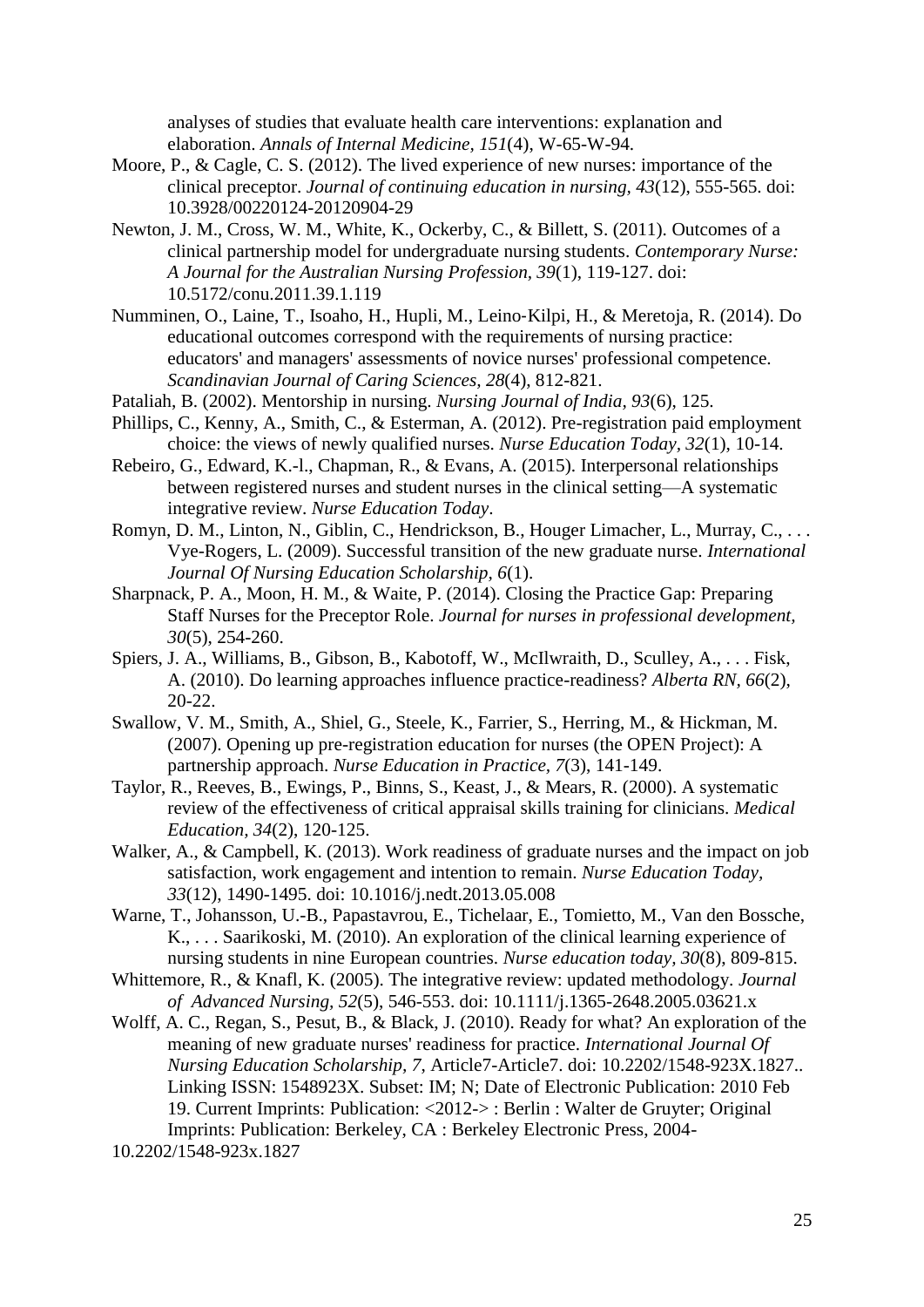analyses of studies that evaluate health care interventions: explanation and elaboration. *Annals of Internal Medicine, 151*(4), W-65-W-94.

Moore, P., & Cagle, C. S. (2012). The lived experience of new nurses: importance of the clinical preceptor. *Journal of continuing education in nursing, 43*(12), 555-565. doi: 10.3928/00220124-20120904-29

Newton, J. M., Cross, W. M., White, K., Ockerby, C., & Billett, S. (2011). Outcomes of a clinical partnership model for undergraduate nursing students. *Contemporary Nurse: A Journal for the Australian Nursing Profession, 39*(1), 119-127. doi: 10.5172/conu.2011.39.1.119

Numminen, O., Laine, T., Isoaho, H., Hupli, M., Leino-Kilpi, H., & Meretoja, R. (2014). Do educational outcomes correspond with the requirements of nursing practice: educators' and managers' assessments of novice nurses' professional competence. *Scandinavian Journal of Caring Sciences, 28*(4), 812-821.

Pataliah, B. (2002). Mentorship in nursing. *Nursing Journal of India, 93*(6), 125.

Phillips, C., Kenny, A., Smith, C., & Esterman, A. (2012). Pre-registration paid employment choice: the views of newly qualified nurses. *Nurse Education Today, 32*(1), 10-14.

Rebeiro, G., Edward, K.-l., Chapman, R., & Evans, A. (2015). Interpersonal relationships between registered nurses and student nurses in the clinical setting—A systematic integrative review. *Nurse Education Today*.

Romyn, D. M., Linton, N., Giblin, C., Hendrickson, B., Houger Limacher, L., Murray, C., . . . Vye-Rogers, L. (2009). Successful transition of the new graduate nurse. *International Journal Of Nursing Education Scholarship, 6*(1).

Sharpnack, P. A., Moon, H. M., & Waite, P. (2014). Closing the Practice Gap: Preparing Staff Nurses for the Preceptor Role. *Journal for nurses in professional development, 30*(5), 254-260.

Spiers, J. A., Williams, B., Gibson, B., Kabotoff, W., McIlwraith, D., Sculley, A., . . . Fisk, A. (2010). Do learning approaches influence practice-readiness? *Alberta RN, 66*(2), 20-22.

Swallow, V. M., Smith, A., Shiel, G., Steele, K., Farrier, S., Herring, M., & Hickman, M. (2007). Opening up pre-registration education for nurses (the OPEN Project): A partnership approach. *Nurse Education in Practice, 7*(3), 141-149.

Taylor, R., Reeves, B., Ewings, P., Binns, S., Keast, J., & Mears, R. (2000). A systematic review of the effectiveness of critical appraisal skills training for clinicians. *Medical Education, 34*(2), 120-125.

Walker, A., & Campbell, K. (2013). Work readiness of graduate nurses and the impact on job satisfaction, work engagement and intention to remain. *Nurse Education Today, 33*(12), 1490-1495. doi: 10.1016/j.nedt.2013.05.008

Warne, T., Johansson, U.-B., Papastavrou, E., Tichelaar, E., Tomietto, M., Van den Bossche, K., . . . Saarikoski, M. (2010). An exploration of the clinical learning experience of nursing students in nine European countries. *Nurse education today, 30*(8), 809-815.

Whittemore, R., & Knafl, K. (2005). The integrative review: updated methodology. *Journal of Advanced Nursing, 52*(5), 546-553. doi: 10.1111/j.1365-2648.2005.03621.x

Wolff, A. C., Regan, S., Pesut, B., & Black, J. (2010). Ready for what? An exploration of the meaning of new graduate nurses' readiness for practice. *International Journal Of Nursing Education Scholarship, 7*, Article7-Article7. doi: 10.2202/1548-923X.1827.. Linking ISSN: 1548923X. Subset: IM; N; Date of Electronic Publication: 2010 Feb 19. Current Imprints: Publication: <2012-> : Berlin : Walter de Gruyter; Original Imprints: Publication: Berkeley, CA : Berkeley Electronic Press, 2004-
10.2202/1548-923x.1827